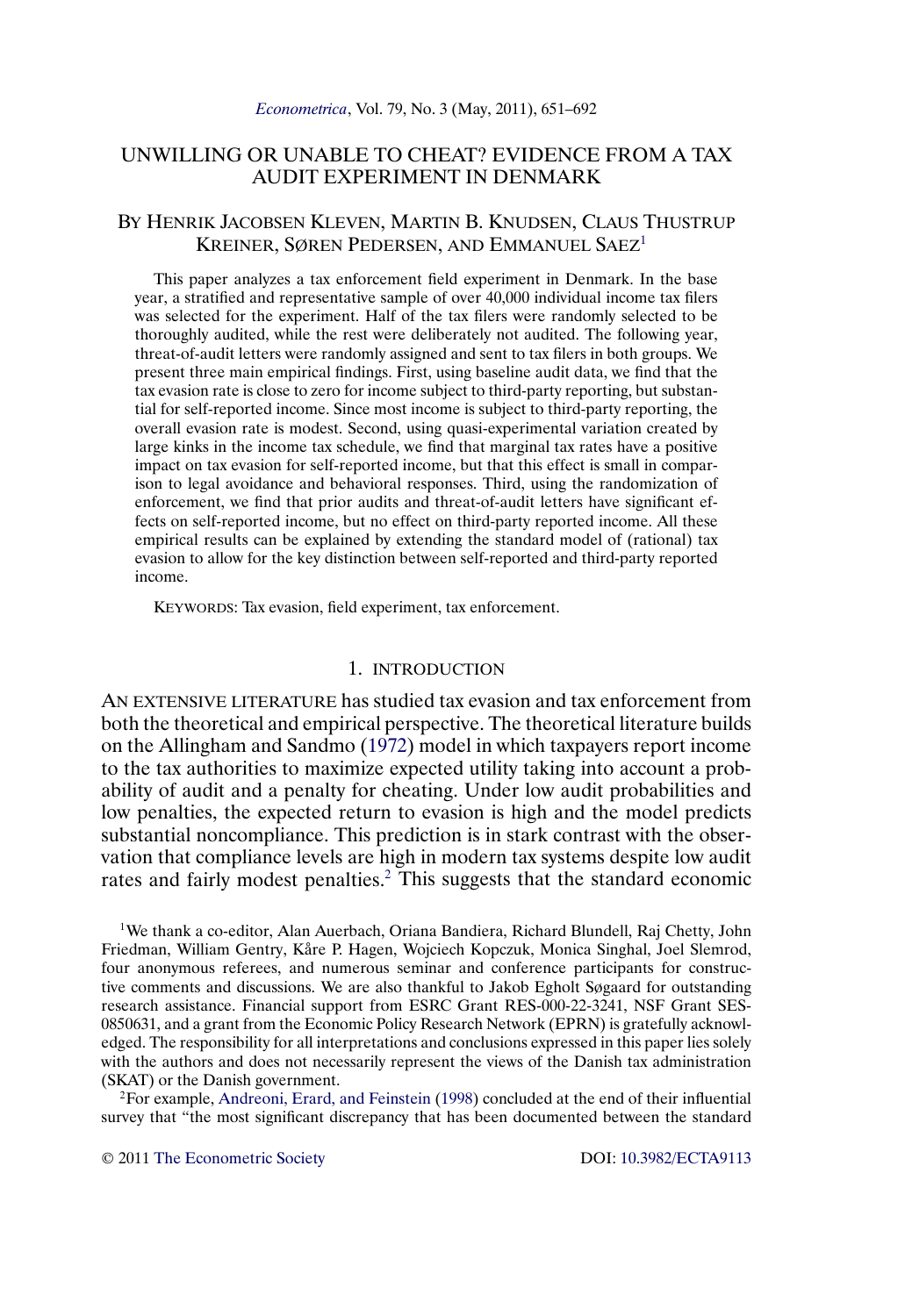# UNWILLING OR UNABLE TO CHEAT? EVIDENCE FROM A TAX AUDIT EXPERIMENT IN DENMARK

## BY HENRIK JACOBSEN KLEVEN, MARTIN B. KNUDSEN, CLAUS THUSTRUP KREINER, SØREN PEDERSEN, AND EMMANUEL SAEZ[1]

This paper analyzes a tax enforcement field experiment in Denmark. In the base year, a stratified and representative sample of over 40,000 individual income tax filers was selected for the experiment. Half of the tax filers were randomly selected to be thoroughly audited, while the rest were deliberately not audited. The following year, threat-of-audit letters were randomly assigned and sent to tax filers in both groups. We present three main empirical findings. First, using baseline audit data, we find that the tax evasion rate is close to zero for income subject to third-party reporting, but substantial for self-reported income. Since most income is subject to third-party reporting, the overall evasion rate is modest. Second, using quasi-experimental variation created by large kinks in the income tax schedule, we find that marginal tax rates have a positive impact on tax evasion for self-reported income, but that this effect is small in comparison to legal avoidance and behavioral responses. Third, using the randomization of enforcement, we find that prior audits and threat-of-audit letters have significant effects on self-reported income, but no effect on third-party reported income. All these empirical results can be explained by extending the standard model of (rational) tax evasion to allow for the key distinction between self-reported and third-party reported income.

KEYWORDS: Tax evasion, field experiment, tax enforcement.

### 1. INTRODUCTION

AN EXTENSIVE LITERATURE has studied tax evasion and tax enforcement from both the theoretical and empirical perspective. The theoretical literature builds on the Allingham and Sandmo (1972) model in which taxpayers report income to the tax authorities to maximize expected utility taking into account a probability of audit and a penalty for cheating. Under low audit probabilities and low penalties, the expected return to evasion is high and the model predicts substantial noncompliance. This prediction is in stark contrast with the observation that compliance levels are high in modern tax systems despite low audit rates and fairly modest penalties.[2] This suggests that the standard economic

[1]We thank a co-editor, Alan Auerbach, Oriana Bandiera, Richard Blundell, Raj Chetty, John Friedman, William Gentry, Kåre P. Hagen, Wojciech Kopczuk, Monica Singhal, Joel Slemrod, four anonymous referees, and numerous seminar and conference participants for constructive comments and discussions. We are also thankful to Jakob Egholt Søgaard for outstanding research assistance. Financial support from ESRC Grant RES-000-22-3241, NSF Grant SES-0850631, and a grant from the Economic Policy Research Network (EPRN) is gratefully acknowledged. The responsibility for all interpretations and conclusions expressed in this paper lies solely with the authors and does not necessarily represent the views of the Danish tax administration (SKAT) or the Danish government.

[2]For example, Andreoni, Erard, and Feinstein (1998) concluded at the end of their influential survey that "the most significant discrepancy that has been documented between the standard

© 2011 The Econometric Society DOI: 10.3982/ECTA9113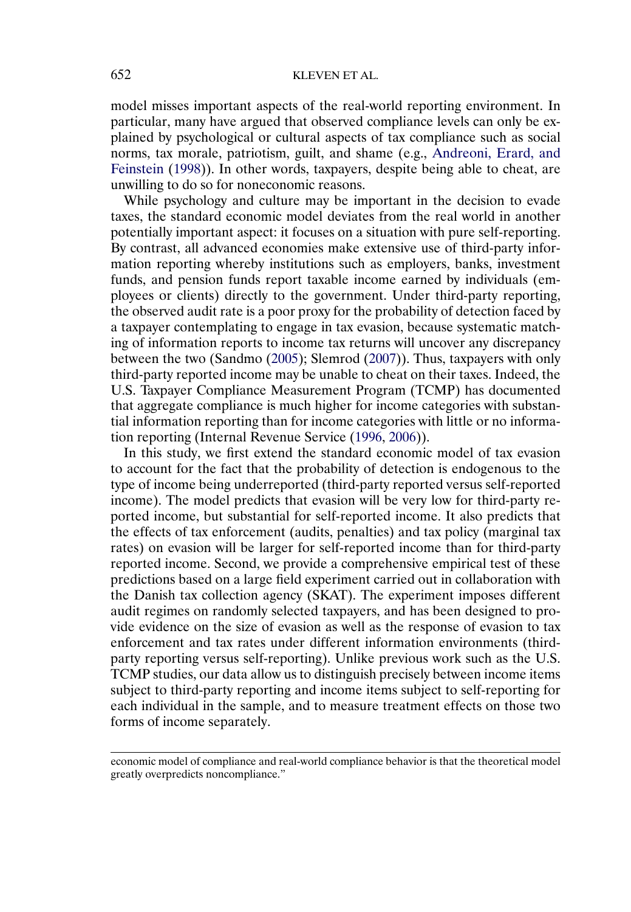model misses important aspects of the real-world reporting environment. In particular, many have argued that observed compliance levels can only be explained by psychological or cultural aspects of tax compliance such as social norms, tax morale, patriotism, guilt, and shame (e.g., Andreoni, Erard, and Feinstein (1998)). In other words, taxpayers, despite being able to cheat, are unwilling to do so for noneconomic reasons.

While psychology and culture may be important in the decision to evade taxes, the standard economic model deviates from the real world in another potentially important aspect: it focuses on a situation with pure self-reporting. By contrast, all advanced economies make extensive use of third-party information reporting whereby institutions such as employers, banks, investment funds, and pension funds report taxable income earned by individuals (employees or clients) directly to the government. Under third-party reporting, the observed audit rate is a poor proxy for the probability of detection faced by a taxpayer contemplating to engage in tax evasion, because systematic matching of information reports to income tax returns will uncover any discrepancy between the two (Sandmo (2005); Slemrod (2007)). Thus, taxpayers with only third-party reported income may be unable to cheat on their taxes. Indeed, the U.S. Taxpayer Compliance Measurement Program (TCMP) has documented that aggregate compliance is much higher for income categories with substantial information reporting than for income categories with little or no information reporting (Internal Revenue Service (1996, 2006)).

In this study, we first extend the standard economic model of tax evasion to account for the fact that the probability of detection is endogenous to the type of income being underreported (third-party reported versus self-reported income). The model predicts that evasion will be very low for third-party reported income, but substantial for self-reported income. It also predicts that the effects of tax enforcement (audits, penalties) and tax policy (marginal tax rates) on evasion will be larger for self-reported income than for third-party reported income. Second, we provide a comprehensive empirical test of these predictions based on a large field experiment carried out in collaboration with the Danish tax collection agency (SKAT). The experiment imposes different audit regimes on randomly selected taxpayers, and has been designed to provide evidence on the size of evasion as well as the response of evasion to tax enforcement and tax rates under different information environments (third-party reporting versus self-reporting). Unlike previous work such as the U.S. TCMP studies, our data allow us to distinguish precisely between income items subject to third-party reporting and income items subject to self-reporting for each individual in the sample, and to measure treatment effects on those two forms of income separately.

economic model of compliance and real-world compliance behavior is that the theoretical model greatly overpredicts noncompliance."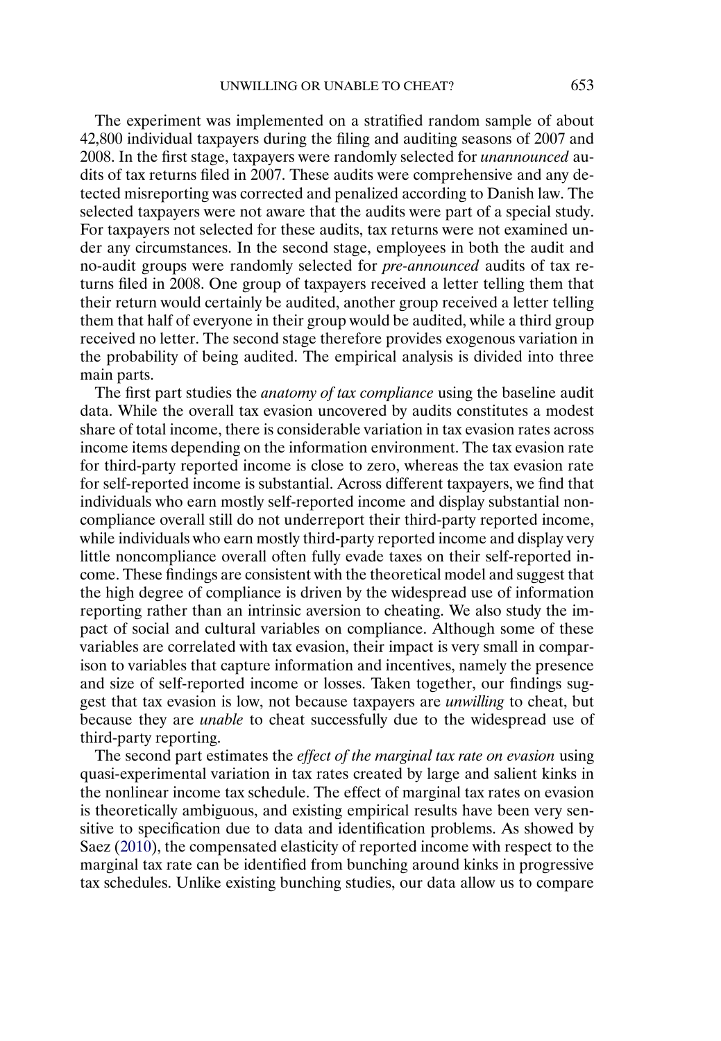The experiment was implemented on a stratified random sample of about 42,800 individual taxpayers during the filing and auditing seasons of 2007 and 2008. In the first stage, taxpayers were randomly selected for *unannounced* audits of tax returns filed in 2007. These audits were comprehensive and any detected misreporting was corrected and penalized according to Danish law. The selected taxpayers were not aware that the audits were part of a special study. For taxpayers not selected for these audits, tax returns were not examined under any circumstances. In the second stage, employees in both the audit and no-audit groups were randomly selected for *pre-announced* audits of tax returns filed in 2008. One group of taxpayers received a letter telling them that their return would certainly be audited, another group received a letter telling them that half of everyone in their group would be audited, while a third group received no letter. The second stage therefore provides exogenous variation in the probability of being audited. The empirical analysis is divided into three main parts.

The first part studies the *anatomy of tax compliance* using the baseline audit data. While the overall tax evasion uncovered by audits constitutes a modest share of total income, there is considerable variation in tax evasion rates across income items depending on the information environment. The tax evasion rate for third-party reported income is close to zero, whereas the tax evasion rate for self-reported income is substantial. Across different taxpayers, we find that individuals who earn mostly self-reported income and display substantial noncompliance overall still do not underreport their third-party reported income, while individuals who earn mostly third-party reported income and display very little noncompliance overall often fully evade taxes on their self-reported income. These findings are consistent with the theoretical model and suggest that the high degree of compliance is driven by the widespread use of information reporting rather than an intrinsic aversion to cheating. We also study the impact of social and cultural variables on compliance. Although some of these variables are correlated with tax evasion, their impact is very small in comparison to variables that capture information and incentives, namely the presence and size of self-reported income or losses. Taken together, our findings suggest that tax evasion is low, not because taxpayers are *unwilling* to cheat, but because they are *unable* to cheat successfully due to the widespread use of third-party reporting.

The second part estimates the *effect of the marginal tax rate on evasion* using quasi-experimental variation in tax rates created by large and salient kinks in the nonlinear income tax schedule. The effect of marginal tax rates on evasion is theoretically ambiguous, and existing empirical results have been very sensitive to specification due to data and identification problems. As showed by Saez (2010), the compensated elasticity of reported income with respect to the marginal tax rate can be identified from bunching around kinks in progressive tax schedules. Unlike existing bunching studies, our data allow us to compare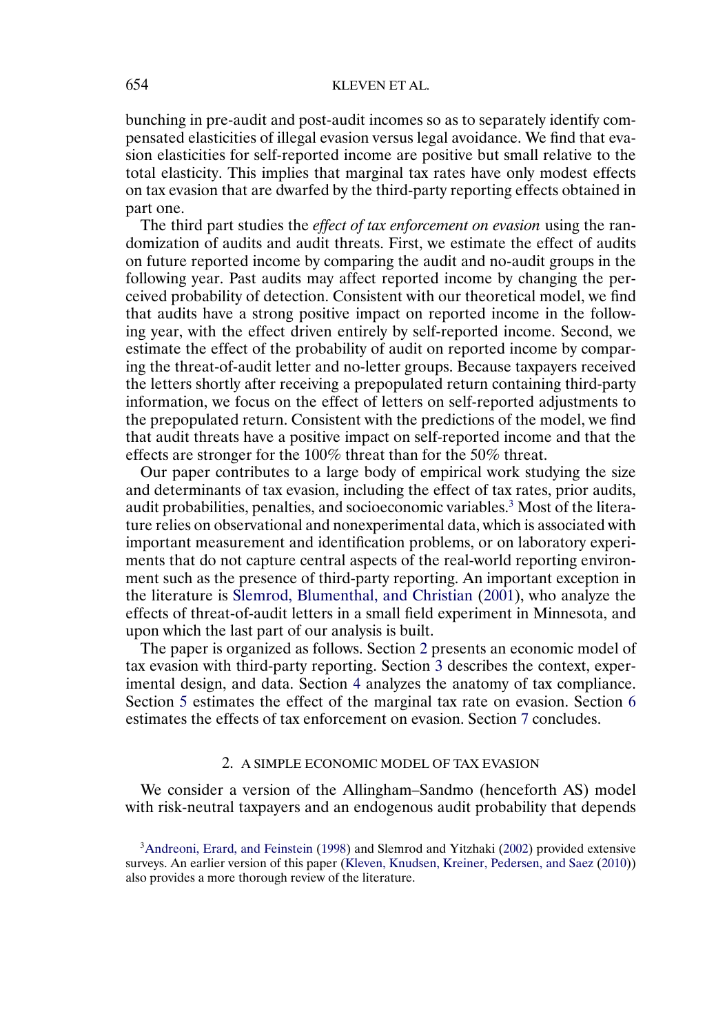bunching in pre-audit and post-audit incomes so as to separately identify compensated elasticities of illegal evasion versus legal avoidance. We find that evasion elasticities for self-reported income are positive but small relative to the total elasticity. This implies that marginal tax rates have only modest effects on tax evasion that are dwarfed by the third-party reporting effects obtained in part one.

The third part studies the *effect of tax enforcement on evasion* using the randomization of audits and audit threats. First, we estimate the effect of audits on future reported income by comparing the audit and no-audit groups in the following year. Past audits may affect reported income by changing the perceived probability of detection. Consistent with our theoretical model, we find that audits have a strong positive impact on reported income in the following year, with the effect driven entirely by self-reported income. Second, we estimate the effect of the probability of audit on reported income by comparing the threat-of-audit letter and no-letter groups. Because taxpayers received the letters shortly after receiving a prepopulated return containing third-party information, we focus on the effect of letters on self-reported adjustments to the prepopulated return. Consistent with the predictions of the model, we find that audit threats have a positive impact on self-reported income and that the effects are stronger for the 100% threat than for the 50% threat.

Our paper contributes to a large body of empirical work studying the size and determinants of tax evasion, including the effect of tax rates, prior audits, audit probabilities, penalties, and socioeconomic variables.[3] Most of the literature relies on observational and nonexperimental data, which is associated with important measurement and identification problems, or on laboratory experiments that do not capture central aspects of the real-world reporting environment such as the presence of third-party reporting. An important exception in the literature is Slemrod, Blumenthal, and Christian (2001), who analyze the effects of threat-of-audit letters in a small field experiment in Minnesota, and upon which the last part of our analysis is built.

The paper is organized as follows. Section 2 presents an economic model of tax evasion with third-party reporting. Section 3 describes the context, experimental design, and data. Section 4 analyzes the anatomy of tax compliance. Section 5 estimates the effect of the marginal tax rate on evasion. Section 6 estimates the effects of tax enforcement on evasion. Section 7 concludes.

## 2. A SIMPLE ECONOMIC MODEL OF TAX EVASION

We consider a version of the Allingham–Sandmo (henceforth AS) model with risk-neutral taxpayers and an endogenous audit probability that depends

[3] Andreoni, Erard, and Feinstein (1998) and Slemrod and Yitzhaki (2002) provided extensive surveys. An earlier version of this paper (Kleven, Knudsen, Kreiner, Pedersen, and Saez (2010)) also provides a more thorough review of the literature.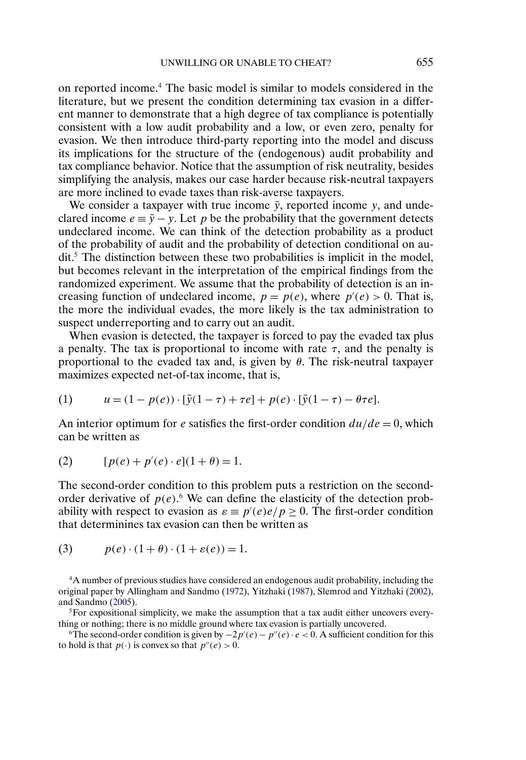on reported income.[4] The basic model is similar to models considered in the literature, but we present the condition determining tax evasion in a different manner to demonstrate that a high degree of tax compliance is potentially consistent with a low audit probability and a low, or even zero, penalty for evasion. We then introduce third-party reporting into the model and discuss its implications for the structure of the (endogenous) audit probability and tax compliance behavior. Notice that the assumption of risk neutrality, besides simplifying the analysis, makes our case harder because risk-neutral taxpayers are more inclined to evade taxes than risk-averse taxpayers.

We consider a taxpayer with true income $\bar{y}$, reported income $y$, and undeclared income $e \equiv \bar{y} - y$. Let $p$ be the probability that the government detects undeclared income. We can think of the detection probability as a product of the probability of audit and the probability of detection conditional on audit.[5] The distinction between these two probabilities is implicit in the model, but becomes relevant in the interpretation of the empirical findings from the randomized experiment. We assume that the probability of detection is an increasing function of undeclared income, $p = p(e)$, where $p'(e) > 0$. That is, the more the individual evades, the more likely is the tax administration to suspect underreporting and to carry out an audit.

When evasion is detected, the taxpayer is forced to pay the evaded tax plus a penalty. The tax is proportional to income with rate $\tau$, and the penalty is proportional to the evaded tax and, is given by $\theta$. The risk-neutral taxpayer maximizes expected net-of-tax income, that is,

$$u = (1 - p(e)) \cdot [\bar{y}(1 - \tau) + \tau e] + p(e) \cdot [\bar{y}(1 - \tau) - \theta \tau e]. \tag{1}$$

An interior optimum for $e$ satisfies the first-order condition $du/de = 0$, which can be written as

$$[p(e) + p'(e) \cdot e](1 + \theta) = 1. \tag{2}$$

The second-order condition to this problem puts a restriction on the second-order derivative of $p(e)$.[6] We can define the elasticity of the detection probability with respect to evasion as $\varepsilon \equiv p'(e)e/p \geq 0$. The first-order condition that determinines tax evasion can then be written as

$$p(e) \cdot (1 + \theta) \cdot (1 + \varepsilon(e)) = 1. \tag{3}$$

[4]A number of previous studies have considered an endogenous audit probability, including the original paper by Allingham and Sandmo (1972), Yitzhaki (1987), Slemrod and Yitzhaki (2002), and Sandmo (2005).

[5]For expositional simplicity, we make the assumption that a tax audit either uncovers everything or nothing; there is no middle ground where tax evasion is partially uncovered.

[6]The second-order condition is given by $-2p'(e) - p''(e) \cdot e < 0$. A sufficient condition for this to hold is that $p(\cdot)$ is convex so that $p''(e) > 0$.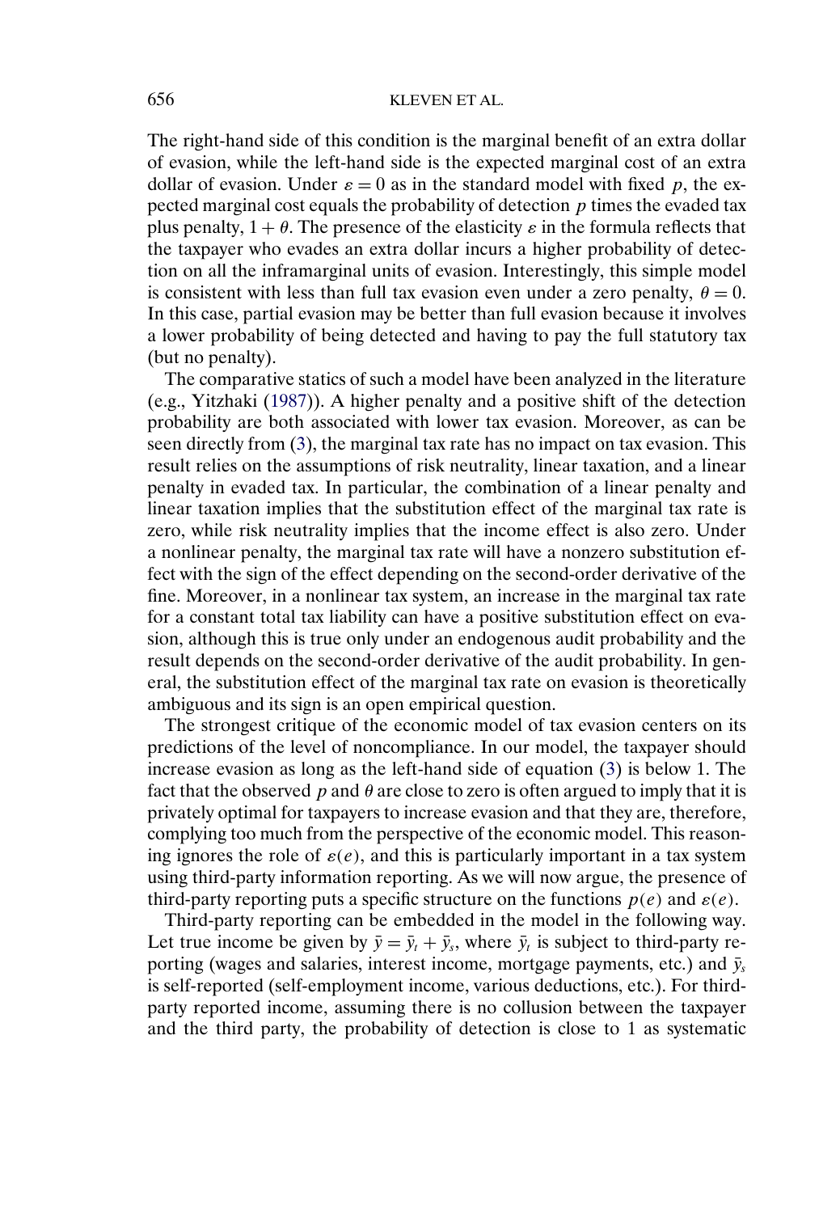The right-hand side of this condition is the marginal benefit of an extra dollar of evasion, while the left-hand side is the expected marginal cost of an extra dollar of evasion. Under $\varepsilon = 0$ as in the standard model with fixed $p$, the expected marginal cost equals the probability of detection $p$ times the evaded tax plus penalty, $1 + \theta$. The presence of the elasticity $\varepsilon$ in the formula reflects that the taxpayer who evades an extra dollar incurs a higher probability of detection on all the inframarginal units of evasion. Interestingly, this simple model is consistent with less than full tax evasion even under a zero penalty, $\theta = 0$. In this case, partial evasion may be better than full evasion because it involves a lower probability of being detected and having to pay the full statutory tax (but no penalty).

The comparative statics of such a model have been analyzed in the literature (e.g., Yitzhaki (1987)). A higher penalty and a positive shift of the detection probability are both associated with lower tax evasion. Moreover, as can be seen directly from (3), the marginal tax rate has no impact on tax evasion. This result relies on the assumptions of risk neutrality, linear taxation, and a linear penalty in evaded tax. In particular, the combination of a linear penalty and linear taxation implies that the substitution effect of the marginal tax rate is zero, while risk neutrality implies that the income effect is also zero. Under a nonlinear penalty, the marginal tax rate will have a nonzero substitution effect with the sign of the effect depending on the second-order derivative of the fine. Moreover, in a nonlinear tax system, an increase in the marginal tax rate for a constant total tax liability can have a positive substitution effect on evasion, although this is true only under an endogenous audit probability and the result depends on the second-order derivative of the audit probability. In general, the substitution effect of the marginal tax rate on evasion is theoretically ambiguous and its sign is an open empirical question.

The strongest critique of the economic model of tax evasion centers on its predictions of the level of noncompliance. In our model, the taxpayer should increase evasion as long as the left-hand side of equation (3) is below 1. The fact that the observed $p$ and $\theta$ are close to zero is often argued to imply that it is privately optimal for taxpayers to increase evasion and that they are, therefore, complying too much from the perspective of the economic model. This reasoning ignores the role of $\varepsilon(e)$, and this is particularly important in a tax system using third-party information reporting. As we will now argue, the presence of third-party reporting puts a specific structure on the functions $p(e)$ and $\varepsilon(e)$.

Third-party reporting can be embedded in the model in the following way. Let true income be given by $\bar{y} = \bar{y}_t + \bar{y}_s$, where $\bar{y}_t$ is subject to third-party reporting (wages and salaries, interest income, mortgage payments, etc.) and $\bar{y}_s$ is self-reported (self-employment income, various deductions, etc.). For third-party reported income, assuming there is no collusion between the taxpayer and the third party, the probability of detection is close to 1 as systematic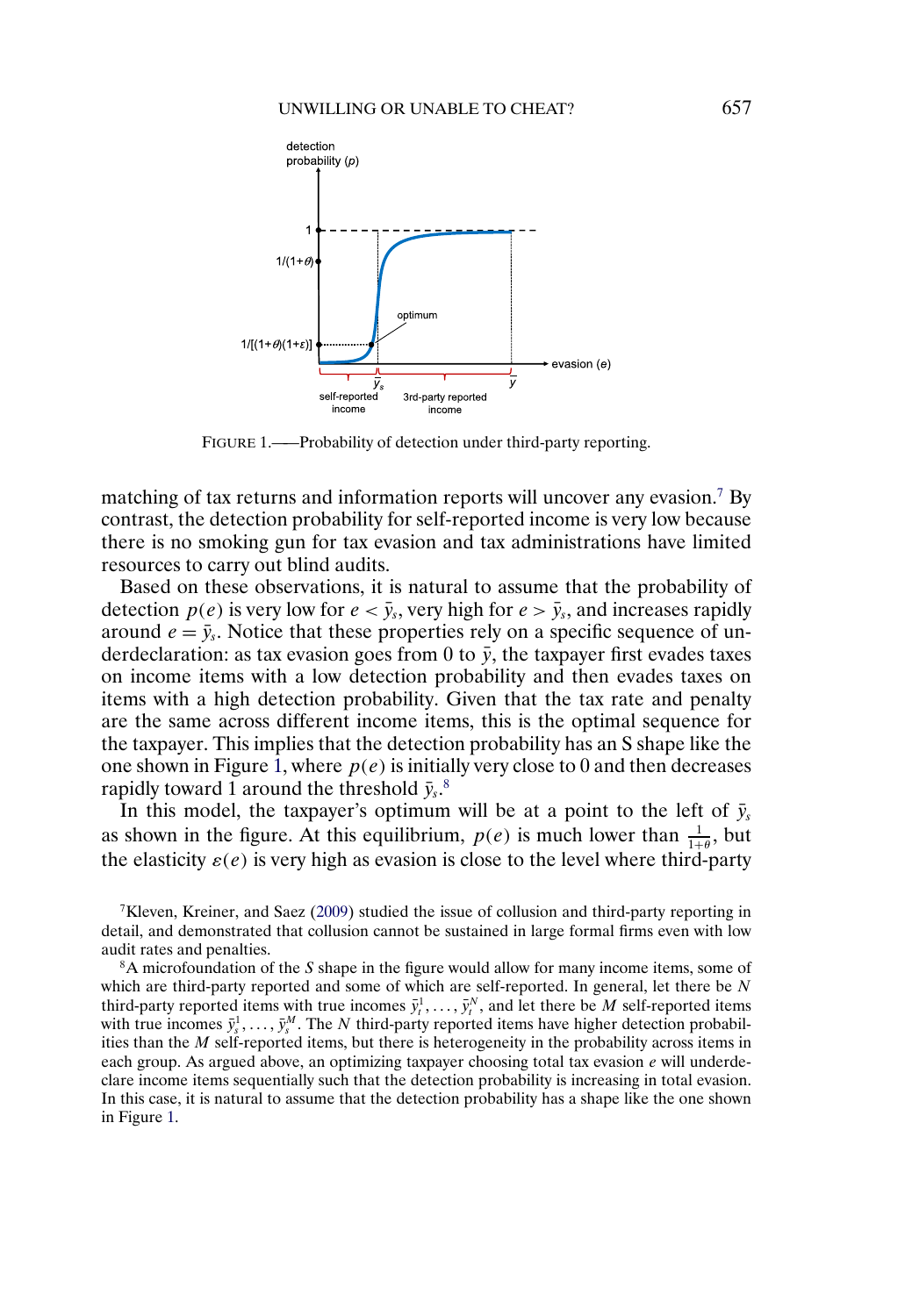FIGURE 1.——Probability of detection under third-party reporting.

matching of tax returns and information reports will uncover any evasion.[7] By contrast, the detection probability for self-reported income is very low because there is no smoking gun for tax evasion and tax administrations have limited resources to carry out blind audits.

Based on these observations, it is natural to assume that the probability of detection $p(e)$ is very low for $e < \bar{y}_s$, very high for $e > \bar{y}_s$, and increases rapidly around $e = \bar{y}_s$. Notice that these properties rely on a specific sequence of underdeclaration: as tax evasion goes from 0 to $\bar{y}$, the taxpayer first evades taxes on income items with a low detection probability and then evades taxes on items with a high detection probability. Given that the tax rate and penalty are the same across different income items, this is the optimal sequence for the taxpayer. This implies that the detection probability has an S shape like the one shown in Figure 1, where $p(e)$ is initially very close to 0 and then decreases rapidly toward 1 around the threshold $\bar{y}_s$.[8]

In this model, the taxpayer's optimum will be at a point to the left of $\bar{y}_s$ as shown in the figure. At this equilibrium, $p(e)$ is much lower than $\frac{1}{1+\theta}$, but the elasticity $\varepsilon(e)$ is very high as evasion is close to the level where third-party

[7]Kleven, Kreiner, and Saez (2009) studied the issue of collusion and third-party reporting in detail, and demonstrated that collusion cannot be sustained in large formal firms even with low audit rates and penalties.

[8]A microfoundation of the $S$ shape in the figure would allow for many income items, some of which are third-party reported and some of which are self-reported. In general, let there be $N$ third-party reported items with true incomes $\bar{y}_t^1, \ldots, \bar{y}_t^N$, and let there be $M$ self-reported items with true incomes $\bar{y}_s^1, \ldots, \bar{y}_s^M$. The $N$ third-party reported items have higher detection probabilities than the $M$ self-reported items, but there is heterogeneity in the probability across items in each group. As argued above, an optimizing taxpayer choosing total tax evasion $e$ will underdeclare income items sequentially such that the detection probability is increasing in total evasion. In this case, it is natural to assume that the detection probability has a shape like the one shown in Figure 1.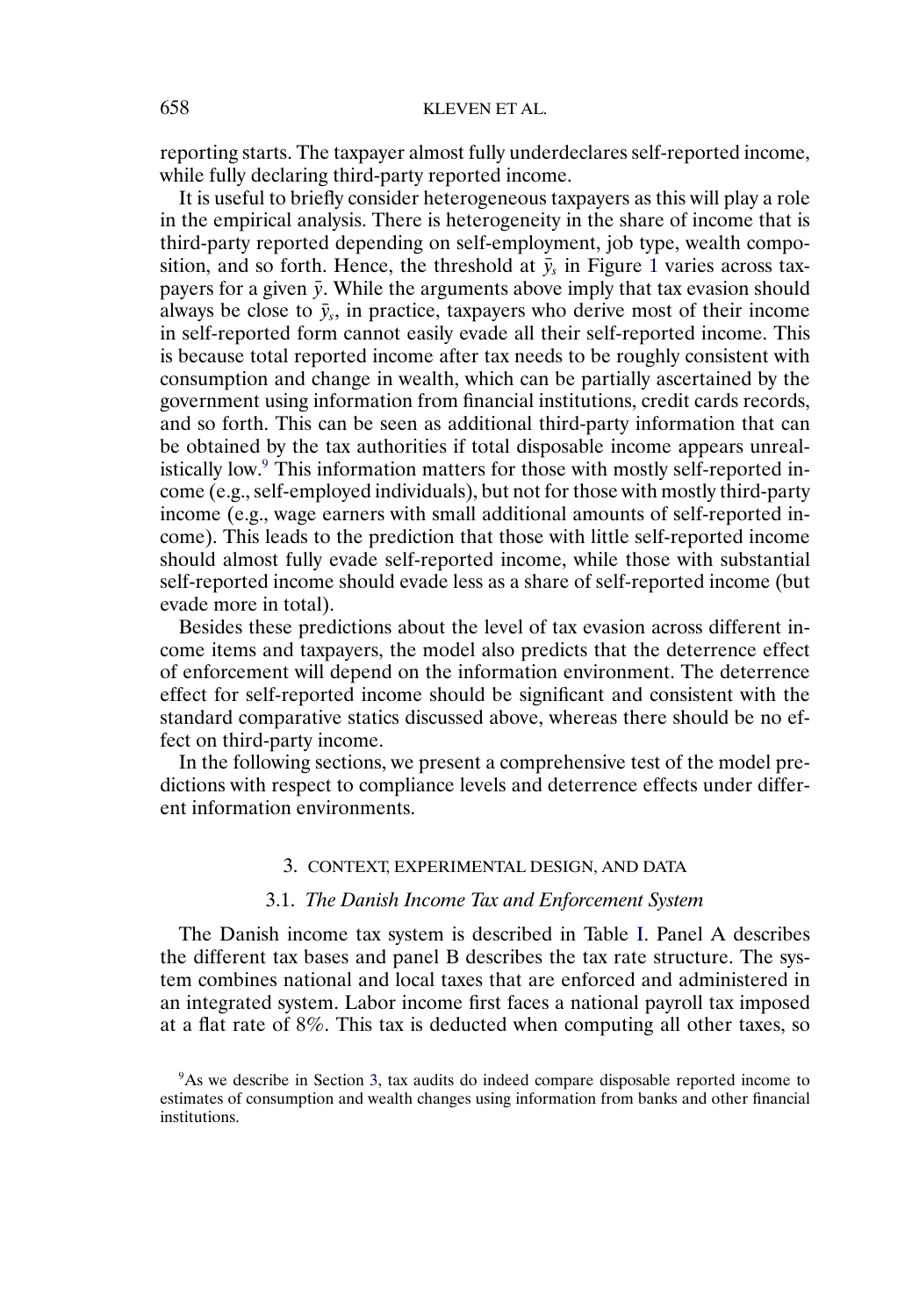reporting starts. The taxpayer almost fully underdeclares self-reported income, while fully declaring third-party reported income.

It is useful to briefly consider heterogeneous taxpayers as this will play a role in the empirical analysis. There is heterogeneity in the share of income that is third-party reported depending on self-employment, job type, wealth composition, and so forth. Hence, the threshold at $\bar{y}_s$ in Figure 1 varies across taxpayers for a given $\bar{y}$. While the arguments above imply that tax evasion should always be close to $\bar{y}_s$, in practice, taxpayers who derive most of their income in self-reported form cannot easily evade all their self-reported income. This is because total reported income after tax needs to be roughly consistent with consumption and change in wealth, which can be partially ascertained by the government using information from financial institutions, credit cards records, and so forth. This can be seen as additional third-party information that can be obtained by the tax authorities if total disposable income appears unrealistically low.[9] This information matters for those with mostly self-reported income (e.g., self-employed individuals), but not for those with mostly third-party income (e.g., wage earners with small additional amounts of self-reported income). This leads to the prediction that those with little self-reported income should almost fully evade self-reported income, while those with substantial self-reported income should evade less as a share of self-reported income (but evade more in total).

Besides these predictions about the level of tax evasion across different income items and taxpayers, the model also predicts that the deterrence effect of enforcement will depend on the information environment. The deterrence effect for self-reported income should be significant and consistent with the standard comparative statics discussed above, whereas there should be no effect on third-party income.

In the following sections, we present a comprehensive test of the model predictions with respect to compliance levels and deterrence effects under different information environments.

## 3. CONTEXT, EXPERIMENTAL DESIGN, AND DATA

### 3.1. *The Danish Income Tax and Enforcement System*

The Danish income tax system is described in Table I. Panel A describes the different tax bases and panel B describes the tax rate structure. The system combines national and local taxes that are enforced and administered in an integrated system. Labor income first faces a national payroll tax imposed at a flat rate of 8%. This tax is deducted when computing all other taxes, so

[9]As we describe in Section 3, tax audits do indeed compare disposable reported income to estimates of consumption and wealth changes using information from banks and other financial institutions.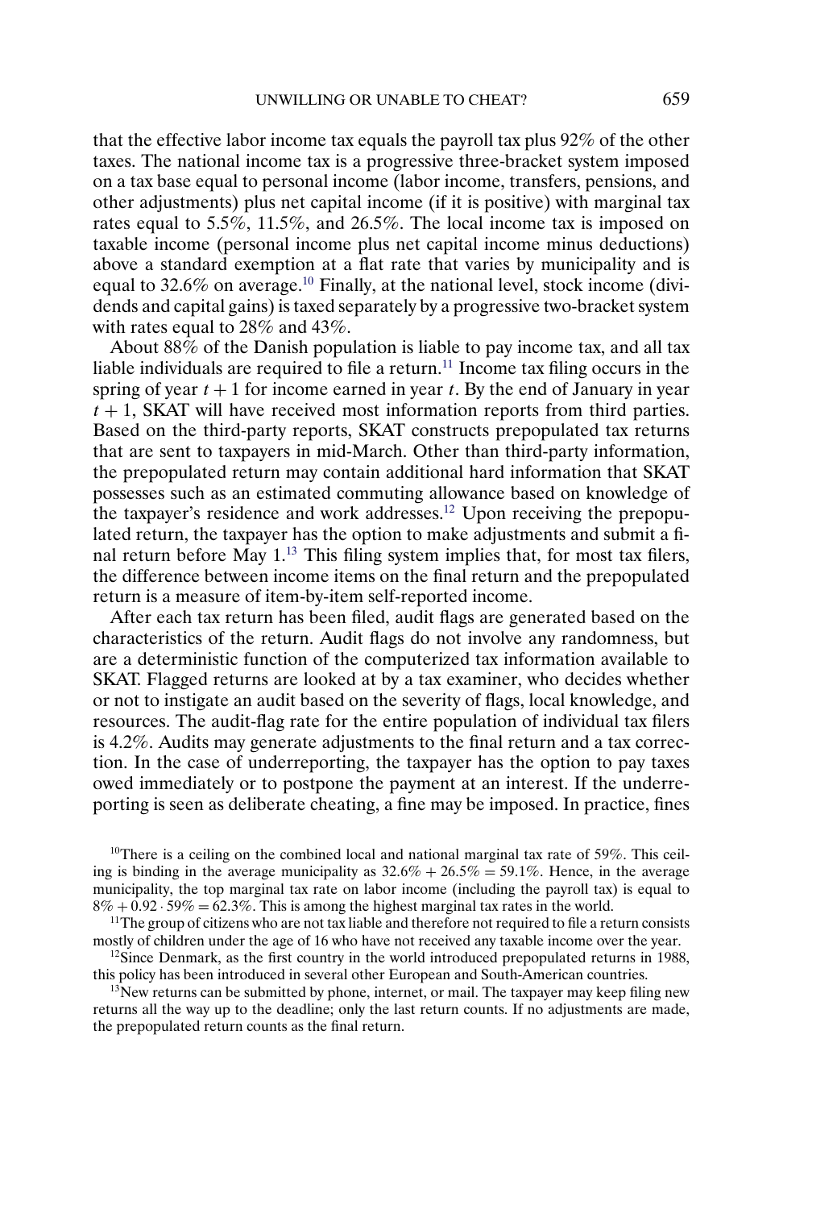that the effective labor income tax equals the payroll tax plus 92% of the other taxes. The national income tax is a progressive three-bracket system imposed on a tax base equal to personal income (labor income, transfers, pensions, and other adjustments) plus net capital income (if it is positive) with marginal tax rates equal to 5.5%, 11.5%, and 26.5%. The local income tax is imposed on taxable income (personal income plus net capital income minus deductions) above a standard exemption at a flat rate that varies by municipality and is equal to 32.6% on average.[10] Finally, at the national level, stock income (dividends and capital gains) is taxed separately by a progressive two-bracket system with rates equal to 28% and 43%.

About 88% of the Danish population is liable to pay income tax, and all tax liable individuals are required to file a return.[11] Income tax filing occurs in the spring of year $t+1$ for income earned in year $t$. By the end of January in year $t+1$, SKAT will have received most information reports from third parties. Based on the third-party reports, SKAT constructs prepopulated tax returns that are sent to taxpayers in mid-March. Other than third-party information, the prepopulated return may contain additional hard information that SKAT possesses such as an estimated commuting allowance based on knowledge of the taxpayer's residence and work addresses.[12] Upon receiving the prepopulated return, the taxpayer has the option to make adjustments and submit a final return before May 1.[13] This filing system implies that, for most tax filers, the difference between income items on the final return and the prepopulated return is a measure of item-by-item self-reported income.

After each tax return has been filed, audit flags are generated based on the characteristics of the return. Audit flags do not involve any randomness, but are a deterministic function of the computerized tax information available to SKAT. Flagged returns are looked at by a tax examiner, who decides whether or not to instigate an audit based on the severity of flags, local knowledge, and resources. The audit-flag rate for the entire population of individual tax filers is 4.2%. Audits may generate adjustments to the final return and a tax correction. In the case of underreporting, the taxpayer has the option to pay taxes owed immediately or to postpone the payment at an interest. If the underreporting is seen as deliberate cheating, a fine may be imposed. In practice, fines

[10]There is a ceiling on the combined local and national marginal tax rate of 59%. This ceiling is binding in the average municipality as $32.6\% + 26.5\% = 59.1\%$. Hence, in the average municipality, the top marginal tax rate on labor income (including the payroll tax) is equal to $8\% + 0.92 \cdot 59\% = 62.3\%$. This is among the highest marginal tax rates in the world.

[11]The group of citizens who are not tax liable and therefore not required to file a return consists mostly of children under the age of 16 who have not received any taxable income over the year.

[12]Since Denmark, as the first country in the world introduced prepopulated returns in 1988, this policy has been introduced in several other European and South-American countries.

[13]New returns can be submitted by phone, internet, or mail. The taxpayer may keep filing new returns all the way up to the deadline; only the last return counts. If no adjustments are made, the prepopulated return counts as the final return.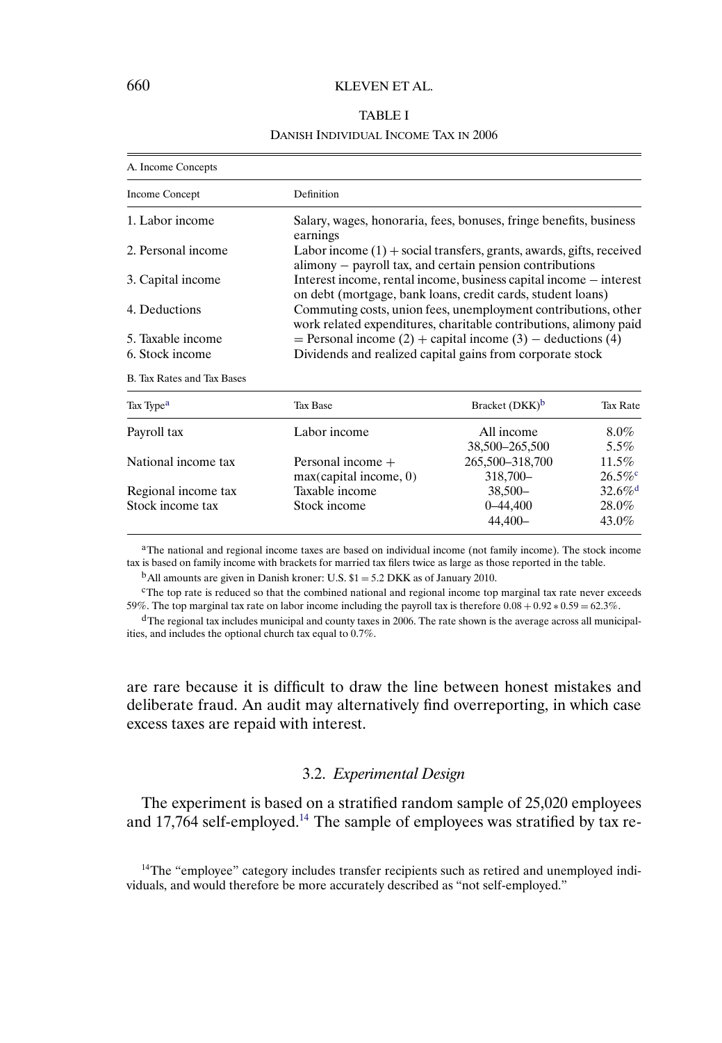TABLE I

DANISH INDIVIDUAL INCOME TAX IN 2006

A. Income Concepts

| Income Concept | Definition |
|---|---|
| 1. Labor income | Salary, wages, honoraria, fees, bonuses, fringe benefits, business earnings |
| 2. Personal income | Labor income (1) + social transfers, grants, awards, gifts, received alimony − payroll tax, and certain pension contributions |
| 3. Capital income | Interest income, rental income, business capital income − interest on debt (mortgage, bank loans, credit cards, student loans) |
| 4. Deductions | Commuting costs, union fees, unemployment contributions, other work related expenditures, charitable contributions, alimony paid |
| 5. Taxable income | = Personal income (2) + capital income (3) − deductions (4) |
| 6. Stock income | Dividends and realized capital gains from corporate stock |

B. Tax Rates and Tax Bases

| Tax Type[a] | Tax Base | Bracket (DKK)[b] | Tax Rate |
|---|---|---|---|
| Payroll tax | Labor income | All income | 8.0% |
| National income tax | Personal income + max(capital income, 0) | 38,500–265,500 | 5.5% |
| | | 265,500–318,700 | 11.5% |
| | | 318,700– | 26.5%[c] |
| Regional income tax | Taxable income | 38,500– | 32.6%[d] |
| Stock income tax | Stock income | 0–44,400 | 28.0% |
| | | 44,400– | 43.0% |

[a]The national and regional income taxes are based on individual income (not family income). The stock income tax is based on family income with brackets for married tax filers twice as large as those reported in the table.

[b]All amounts are given in Danish kroner: U.S. \$1 = 5.2 DKK as of January 2010.

[c]The top rate is reduced so that the combined national and regional income top marginal tax rate never exceeds 59%. The top marginal tax rate on labor income including the payroll tax is therefore $0.08 + 0.92 * 0.59 = 62.3\%$.

[d]The regional tax includes municipal and county taxes in 2006. The rate shown is the average across all municipalities, and includes the optional church tax equal to 0.7%.

are rare because it is difficult to draw the line between honest mistakes and deliberate fraud. An audit may alternatively find overreporting, in which case excess taxes are repaid with interest.

### 3.2. *Experimental Design*

The experiment is based on a stratified random sample of 25,020 employees and 17,764 self-employed.[14] The sample of employees was stratified by tax re-

[14]The "employee" category includes transfer recipients such as retired and unemployed individuals, and would therefore be more accurately described as "not self-employed."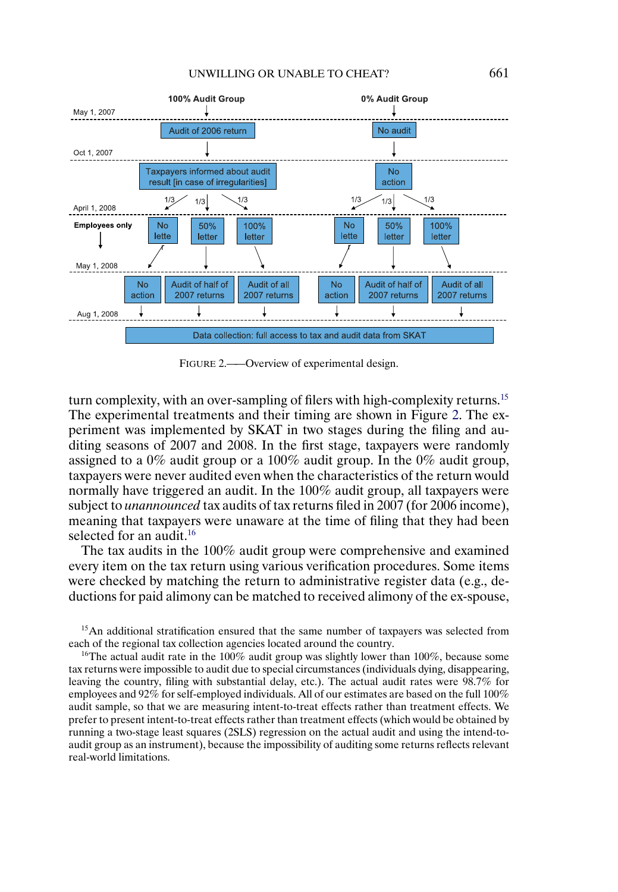FIGURE 2.—Overview of experimental design.

turn complexity, with an over-sampling of filers with high-complexity returns.[15] The experimental treatments and their timing are shown in Figure 2. The experiment was implemented by SKAT in two stages during the filing and auditing seasons of 2007 and 2008. In the first stage, taxpayers were randomly assigned to a 0% audit group or a 100% audit group. In the 0% audit group, taxpayers were never audited even when the characteristics of the return would normally have triggered an audit. In the 100% audit group, all taxpayers were subject to *unannounced* tax audits of tax returns filed in 2007 (for 2006 income), meaning that taxpayers were unaware at the time of filing that they had been selected for an audit.[16]

The tax audits in the 100% audit group were comprehensive and examined every item on the tax return using various verification procedures. Some items were checked by matching the return to administrative register data (e.g., deductions for paid alimony can be matched to received alimony of the ex-spouse,

[15]An additional stratification ensured that the same number of taxpayers was selected from each of the regional tax collection agencies located around the country.

[16]The actual audit rate in the 100% audit group was slightly lower than 100%, because some tax returns were impossible to audit due to special circumstances (individuals dying, disappearing, leaving the country, filing with substantial delay, etc.). The actual audit rates were 98.7% for employees and 92% for self-employed individuals. All of our estimates are based on the full 100% audit sample, so that we are measuring intent-to-treat effects rather than treatment effects. We prefer to present intent-to-treat effects rather than treatment effects (which would be obtained by running a two-stage least squares (2SLS) regression on the actual audit and using the intend-to-audit group as an instrument), because the impossibility of auditing some returns reflects relevant real-world limitations.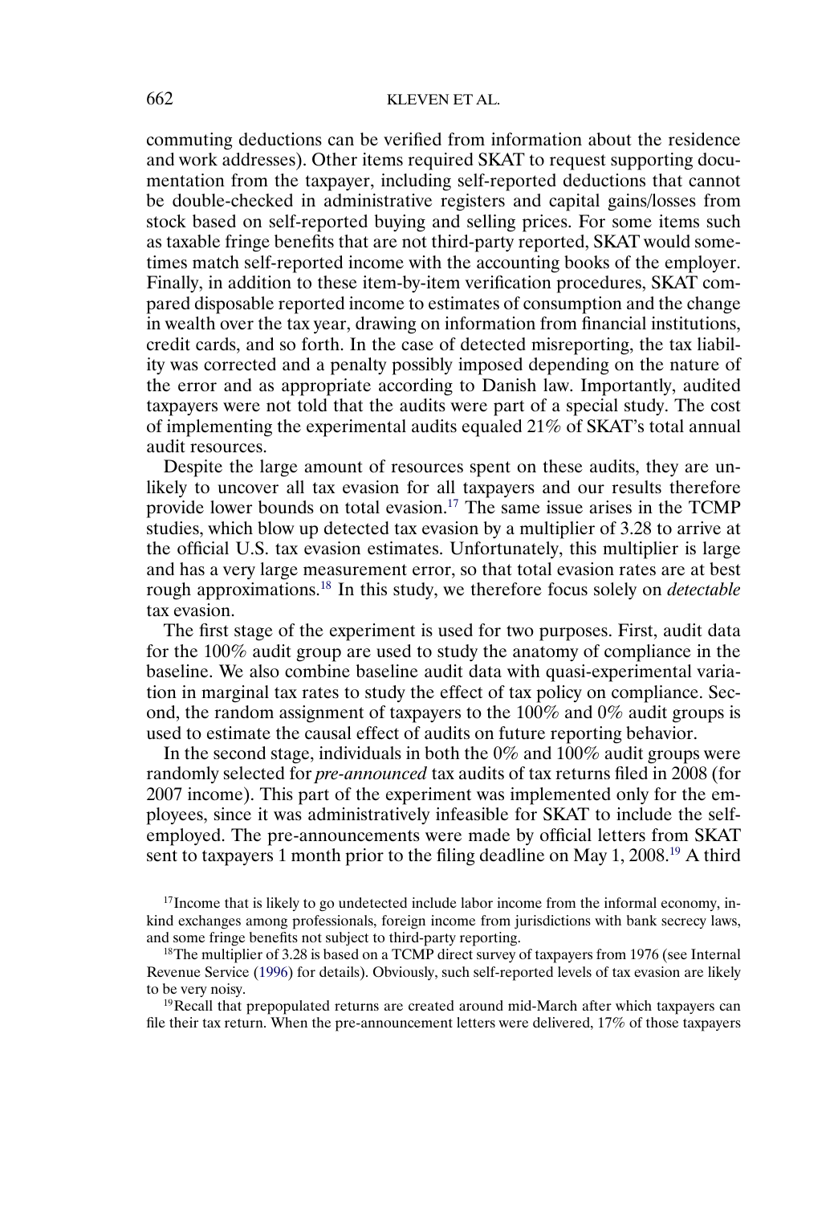commuting deductions can be verified from information about the residence and work addresses). Other items required SKAT to request supporting documentation from the taxpayer, including self-reported deductions that cannot be double-checked in administrative registers and capital gains/losses from stock based on self-reported buying and selling prices. For some items such as taxable fringe benefits that are not third-party reported, SKAT would sometimes match self-reported income with the accounting books of the employer. Finally, in addition to these item-by-item verification procedures, SKAT compared disposable reported income to estimates of consumption and the change in wealth over the tax year, drawing on information from financial institutions, credit cards, and so forth. In the case of detected misreporting, the tax liability was corrected and a penalty possibly imposed depending on the nature of the error and as appropriate according to Danish law. Importantly, audited taxpayers were not told that the audits were part of a special study. The cost of implementing the experimental audits equaled 21% of SKAT's total annual audit resources.

Despite the large amount of resources spent on these audits, they are unlikely to uncover all tax evasion for all taxpayers and our results therefore provide lower bounds on total evasion.[17] The same issue arises in the TCMP studies, which blow up detected tax evasion by a multiplier of 3.28 to arrive at the official U.S. tax evasion estimates. Unfortunately, this multiplier is large and has a very large measurement error, so that total evasion rates are at best rough approximations.[18] In this study, we therefore focus solely on *detectable* tax evasion.

The first stage of the experiment is used for two purposes. First, audit data for the 100% audit group are used to study the anatomy of compliance in the baseline. We also combine baseline audit data with quasi-experimental variation in marginal tax rates to study the effect of tax policy on compliance. Second, the random assignment of taxpayers to the 100% and 0% audit groups is used to estimate the causal effect of audits on future reporting behavior.

In the second stage, individuals in both the 0% and 100% audit groups were randomly selected for *pre-announced* tax audits of tax returns filed in 2008 (for 2007 income). This part of the experiment was implemented only for the employees, since it was administratively infeasible for SKAT to include the self-employed. The pre-announcements were made by official letters from SKAT sent to taxpayers 1 month prior to the filing deadline on May 1, 2008.[19] A third

[17] Income that is likely to go undetected include labor income from the informal economy, in-kind exchanges among professionals, foreign income from jurisdictions with bank secrecy laws, and some fringe benefits not subject to third-party reporting.

[18] The multiplier of 3.28 is based on a TCMP direct survey of taxpayers from 1976 (see Internal Revenue Service (1996) for details). Obviously, such self-reported levels of tax evasion are likely to be very noisy.

[19] Recall that prepopulated returns are created around mid-March after which taxpayers can file their tax return. When the pre-announcement letters were delivered, 17% of those taxpayers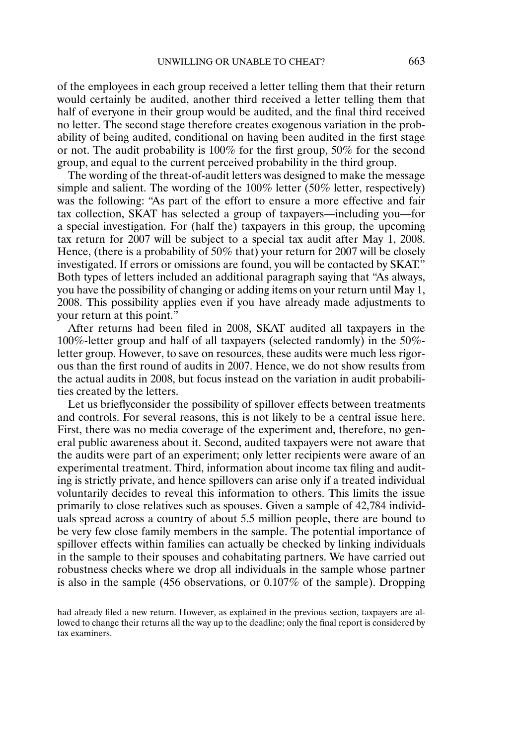of the employees in each group received a letter telling them that their return would certainly be audited, another third received a letter telling them that half of everyone in their group would be audited, and the final third received no letter. The second stage therefore creates exogenous variation in the probability of being audited, conditional on having been audited in the first stage or not. The audit probability is 100% for the first group, 50% for the second group, and equal to the current perceived probability in the third group.

The wording of the threat-of-audit letters was designed to make the message simple and salient. The wording of the 100% letter (50% letter, respectively) was the following: "As part of the effort to ensure a more effective and fair tax collection, SKAT has selected a group of taxpayers—including you—for a special investigation. For (half the) taxpayers in this group, the upcoming tax return for 2007 will be subject to a special tax audit after May 1, 2008. Hence, (there is a probability of 50% that) your return for 2007 will be closely investigated. If errors or omissions are found, you will be contacted by SKAT." Both types of letters included an additional paragraph saying that "As always, you have the possibility of changing or adding items on your return until May 1, 2008. This possibility applies even if you have already made adjustments to your return at this point."

After returns had been filed in 2008, SKAT audited all taxpayers in the 100%-letter group and half of all taxpayers (selected randomly) in the 50%-letter group. However, to save on resources, these audits were much less rigorous than the first round of audits in 2007. Hence, we do not show results from the actual audits in 2008, but focus instead on the variation in audit probabilities created by the letters.

Let us brieflyconsider the possibility of spillover effects between treatments and controls. For several reasons, this is not likely to be a central issue here. First, there was no media coverage of the experiment and, therefore, no general public awareness about it. Second, audited taxpayers were not aware that the audits were part of an experiment; only letter recipients were aware of an experimental treatment. Third, information about income tax filing and auditing is strictly private, and hence spillovers can arise only if a treated individual voluntarily decides to reveal this information to others. This limits the issue primarily to close relatives such as spouses. Given a sample of 42,784 individuals spread across a country of about 5.5 million people, there are bound to be very few close family members in the sample. The potential importance of spillover effects within families can actually be checked by linking individuals in the sample to their spouses and cohabitating partners. We have carried out robustness checks where we drop all individuals in the sample whose partner is also in the sample (456 observations, or 0.107% of the sample). Dropping

had already filed a new return. However, as explained in the previous section, taxpayers are allowed to change their returns all the way up to the deadline; only the final report is considered by tax examiners.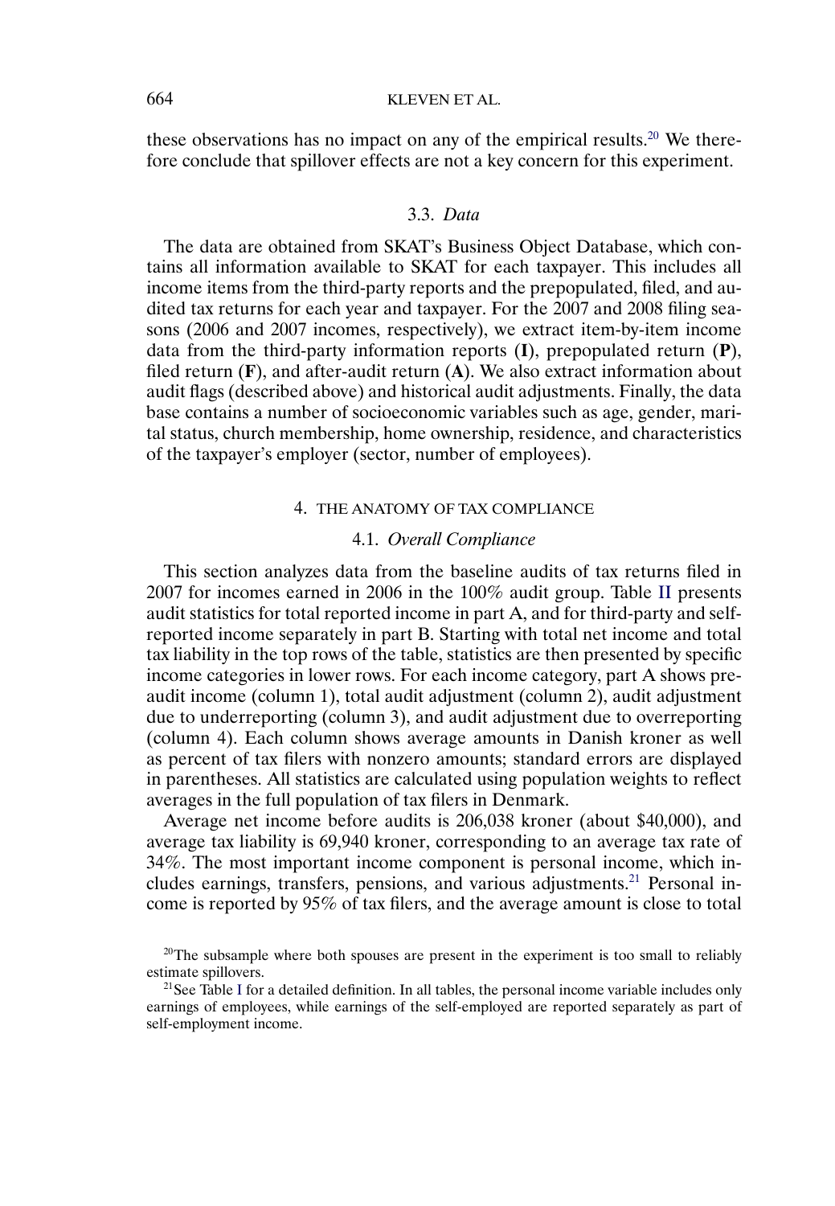these observations has no impact on any of the empirical results.[20] We therefore conclude that spillover effects are not a key concern for this experiment.

### 3.3. *Data*

The data are obtained from SKAT's Business Object Database, which contains all information available to SKAT for each taxpayer. This includes all income items from the third-party reports and the prepopulated, filed, and audited tax returns for each year and taxpayer. For the 2007 and 2008 filing seasons (2006 and 2007 incomes, respectively), we extract item-by-item income data from the third-party information reports (**I**), prepopulated return (**P**), filed return (**F**), and after-audit return (**A**). We also extract information about audit flags (described above) and historical audit adjustments. Finally, the data base contains a number of socioeconomic variables such as age, gender, marital status, church membership, home ownership, residence, and characteristics of the taxpayer's employer (sector, number of employees).

## 4. THE ANATOMY OF TAX COMPLIANCE

### 4.1. *Overall Compliance*

This section analyzes data from the baseline audits of tax returns filed in 2007 for incomes earned in 2006 in the 100% audit group. Table II presents audit statistics for total reported income in part A, and for third-party and self-reported income separately in part B. Starting with total net income and total tax liability in the top rows of the table, statistics are then presented by specific income categories in lower rows. For each income category, part A shows pre-audit income (column 1), total audit adjustment (column 2), audit adjustment due to underreporting (column 3), and audit adjustment due to overreporting (column 4). Each column shows average amounts in Danish kroner as well as percent of tax filers with nonzero amounts; standard errors are displayed in parentheses. All statistics are calculated using population weights to reflect averages in the full population of tax filers in Denmark.

Average net income before audits is 206,038 kroner (about \$40,000), and average tax liability is 69,940 kroner, corresponding to an average tax rate of 34%. The most important income component is personal income, which includes earnings, transfers, pensions, and various adjustments.[21] Personal income is reported by 95% of tax filers, and the average amount is close to total

[20]The subsample where both spouses are present in the experiment is too small to reliably estimate spillovers.

[21]See Table I for a detailed definition. In all tables, the personal income variable includes only earnings of employees, while earnings of the self-employed are reported separately as part of self-employment income.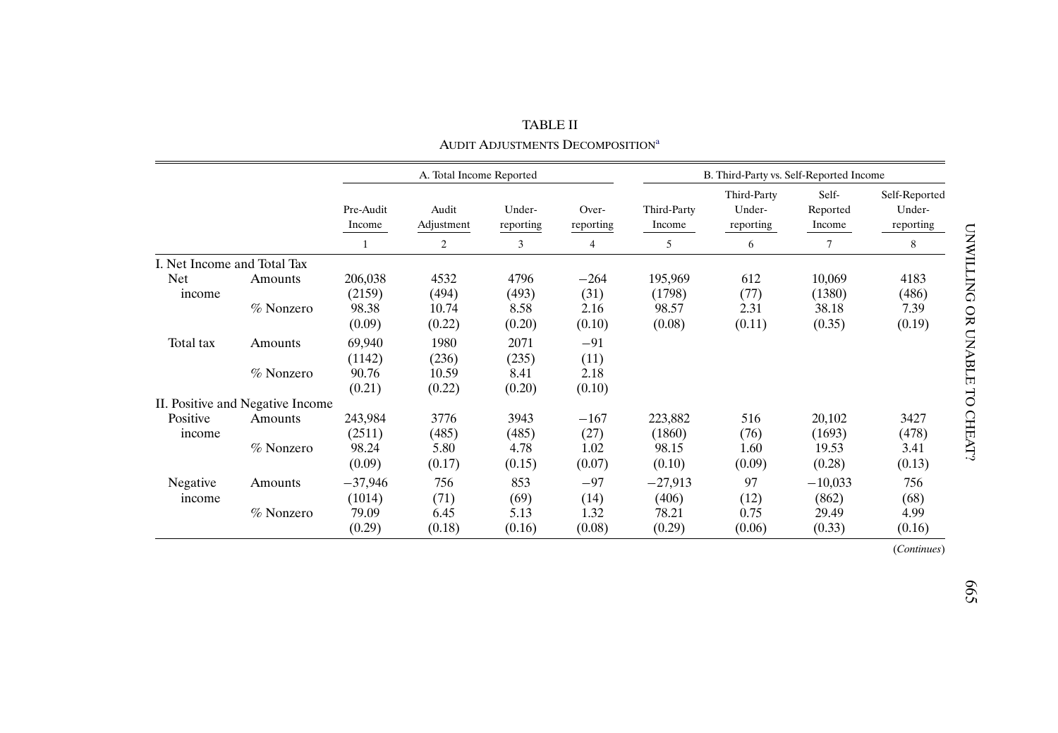TABLE II

AUDIT ADJUSTMENTS DECOMPOSITION[a]

| | | A. Total Income Reported | | | | B. Third-Party vs. Self-Reported Income | | | |
|---|---|---|---|---|---|---|---|---|---|
| | | Pre-Audit Income | Audit Adjustment | Under-reporting | Over-reporting | Third-Party Income | Third-Party Under-reporting | Self-Reported Income | Self-Reported Under-reporting |
| | | 1 | 2 | 3 | 4 | 5 | 6 | 7 | 8 |
| I. Net Income and Total Tax | | | | | | | | | |
| Net income | Amounts | 206,038 | 4532 | 4796 | −264 | 195,969 | 612 | 10,069 | 4183 |
| | | (2159) | (494) | (493) | (31) | (1798) | (77) | (1380) | (486) |
| | % Nonzero | 98.38 | 10.74 | 8.58 | 2.16 | 98.57 | 2.31 | 38.18 | 7.39 |
| | | (0.09) | (0.22) | (0.20) | (0.10) | (0.08) | (0.11) | (0.35) | (0.19) |
| Total tax | Amounts | 69,940 | 1980 | 2071 | −91 | | | | |
| | | (1142) | (236) | (235) | (11) | | | | |
| | % Nonzero | 90.76 | 10.59 | 8.41 | 2.18 | | | | |
| | | (0.21) | (0.22) | (0.20) | (0.10) | | | | |
| II. Positive and Negative Income | | | | | | | | | |
| Positive income | Amounts | 243,984 | 3776 | 3943 | −167 | 223,882 | 516 | 20,102 | 3427 |
| | | (2511) | (485) | (485) | (27) | (1860) | (76) | (1693) | (478) |
| | % Nonzero | 98.24 | 5.80 | 4.78 | 1.02 | 98.15 | 1.60 | 19.53 | 3.41 |
| | | (0.09) | (0.17) | (0.15) | (0.07) | (0.10) | (0.09) | (0.28) | (0.13) |
| Negative income | Amounts | −37,946 | 756 | 853 | −97 | −27,913 | 97 | −10,033 | 756 |
| | | (1014) | (71) | (69) | (14) | (406) | (12) | (862) | (68) |
| | % Nonzero | 79.09 | 6.45 | 5.13 | 1.32 | 78.21 | 0.75 | 29.49 | 4.99 |
| | | (0.29) | (0.18) | (0.16) | (0.08) | (0.29) | (0.06) | (0.33) | (0.16) |

(*Continues*)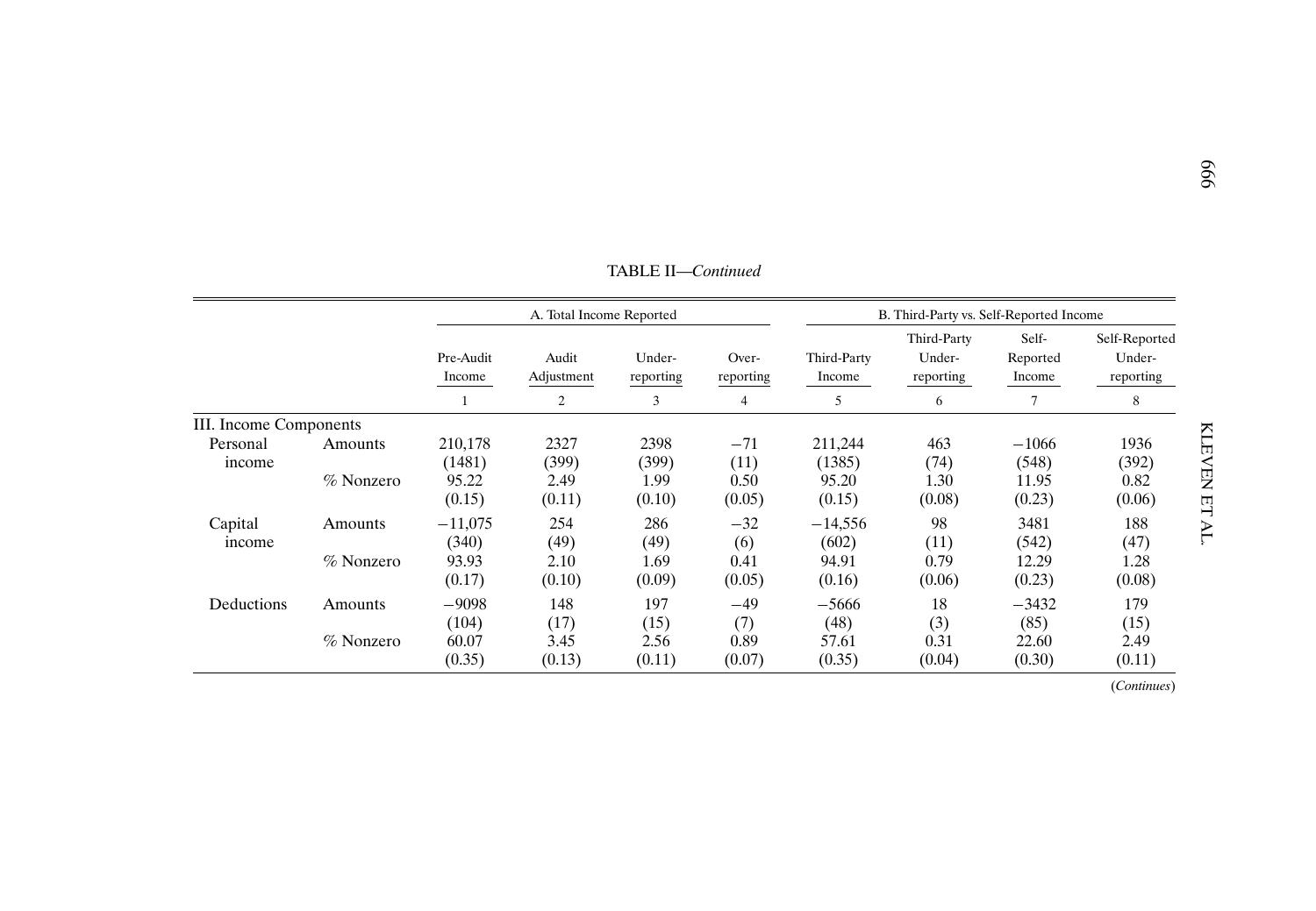TABLE II—*Continued*

| | | A. Total Income Reported | | | | B. Third-Party vs. Self-Reported Income | | | |
|---|---|---|---|---|---|---|---|---|---|
| | | Pre-Audit Income | Audit Adjustment | Under-reporting | Over-reporting | Third-Party Income | Third-Party Under-reporting | Self-Reported Income | Self-Reported Under-reporting |
| | | 1 | 2 | 3 | 4 | 5 | 6 | 7 | 8 |
| III. Income Components | | | | | | | | | |
| Personal income | Amounts | 210,178 | 2327 | 2398 | −71 | 211,244 | 463 | −1066 | 1936 |
| | | (1481) | (399) | (399) | (11) | (1385) | (74) | (548) | (392) |
| | % Nonzero | 95.22 | 2.49 | 1.99 | 0.50 | 95.20 | 1.30 | 11.95 | 0.82 |
| | | (0.15) | (0.11) | (0.10) | (0.05) | (0.15) | (0.08) | (0.23) | (0.06) |
| Capital income | Amounts | −11,075 | 254 | 286 | −32 | −14,556 | 98 | 3481 | 188 |
| | | (340) | (49) | (49) | (6) | (602) | (11) | (542) | (47) |
| | % Nonzero | 93.93 | 2.10 | 1.69 | 0.41 | 94.91 | 0.79 | 12.29 | 1.28 |
| | | (0.17) | (0.10) | (0.09) | (0.05) | (0.16) | (0.06) | (0.23) | (0.08) |
| Deductions | Amounts | −9098 | 148 | 197 | −49 | −5666 | 18 | −3432 | 179 |
| | | (104) | (17) | (15) | (7) | (48) | (3) | (85) | (15) |
| | % Nonzero | 60.07 | 3.45 | 2.56 | 0.89 | 57.61 | 0.31 | 22.60 | 2.49 |
| | | (0.35) | (0.13) | (0.11) | (0.07) | (0.35) | (0.04) | (0.30) | (0.11) |

(*Continues*)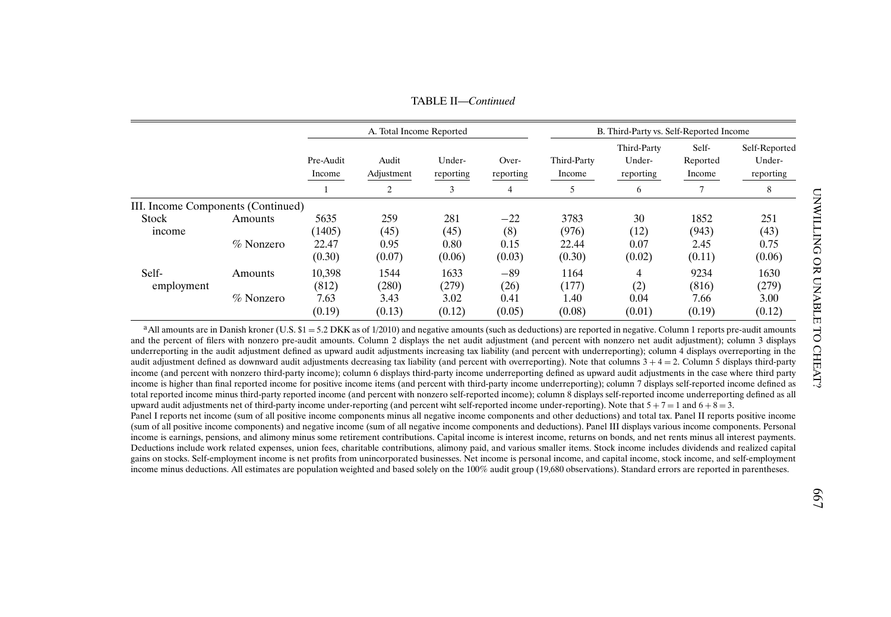TABLE II—*Continued*

| | | A. Total Income Reported | | | | B. Third-Party vs. Self-Reported Income | | | |
|---|---|---|---|---|---|---|---|---|---|
| | | Pre-Audit Income | Audit Adjustment | Under-reporting | Over-reporting | Third-Party Income | Third-Party Under-reporting | Self-Reported Income | Self-Reported Under-reporting |
| | | 1 | 2 | 3 | 4 | 5 | 6 | 7 | 8 |
| III. Income Components (Continued) | | | | | | | | | |
| Stock income | Amounts | 5635 | 259 | 281 | −22 | 3783 | 30 | 1852 | 251 |
| | | (1405) | (45) | (45) | (8) | (976) | (12) | (943) | (43) |
| | % Nonzero | 22.47 | 0.95 | 0.80 | 0.15 | 22.44 | 0.07 | 2.45 | 0.75 |
| | | (0.30) | (0.07) | (0.06) | (0.03) | (0.30) | (0.02) | (0.11) | (0.06) |
| Self-employment | Amounts | 10,398 | 1544 | 1633 | −89 | 1164 | 4 | 9234 | 1630 |
| | | (812) | (280) | (279) | (26) | (177) | (2) | (816) | (279) |
| | % Nonzero | 7.63 | 3.43 | 3.02 | 0.41 | 1.40 | 0.04 | 7.66 | 3.00 |
| | | (0.19) | (0.13) | (0.12) | (0.05) | (0.08) | (0.01) | (0.19) | (0.12) |

[a]All amounts are in Danish kroner (U.S. \$1 = 5.2 DKK as of 1/2010) and negative amounts (such as deductions) are reported in negative. Column 1 reports pre-audit amounts and the percent of filers with nonzero pre-audit amounts. Column 2 displays the net audit adjustment (and percent with nonzero net audit adjustment); column 3 displays underreporting in the audit adjustment defined as upward audit adjustments increasing tax liability (and percent with underreporting); column 4 displays overreporting in the audit adjustment defined as downward audit adjustments decreasing tax liability (and percent with overreporting). Note that columns $3 + 4 = 2$. Column 5 displays third-party income (and percent with nonzero third-party income); column 6 displays third-party income underreporting defined as upward audit adjustments in the case where third party income is higher than final reported income for positive income items (and percent with third-party income underreporting); column 7 displays self-reported income defined as total reported income minus third-party reported income (and percent with nonzero self-reported income); column 8 displays self-reported income underreporting defined as all upward audit adjustments net of third-party income under-reporting (and percent wiht self-reported income under-reporting). Note that $5 + 7 = 1$ and $6 + 8 = 3$.
Panel I reports net income (sum of all positive income components minus all negative income components and other deductions) and total tax. Panel II reports positive income (sum of all positive income components) and negative income (sum of all negative income components and deductions). Panel III displays various income components. Personal income is earnings, pensions, and alimony minus some retirement contributions. Capital income is interest income, returns on bonds, and net rents minus all interest payments. Deductions include work related expenses, union fees, charitable contributions, alimony paid, and various smaller items. Stock income includes dividends and realized capital gains on stocks. Self-employment income is net profits from unincorporated businesses. Net income is personal income, and capital income, stock income, and self-employment income minus deductions. All estimates are population weighted and based solely on the 100% audit group (19,680 observations). Standard errors are reported in parentheses.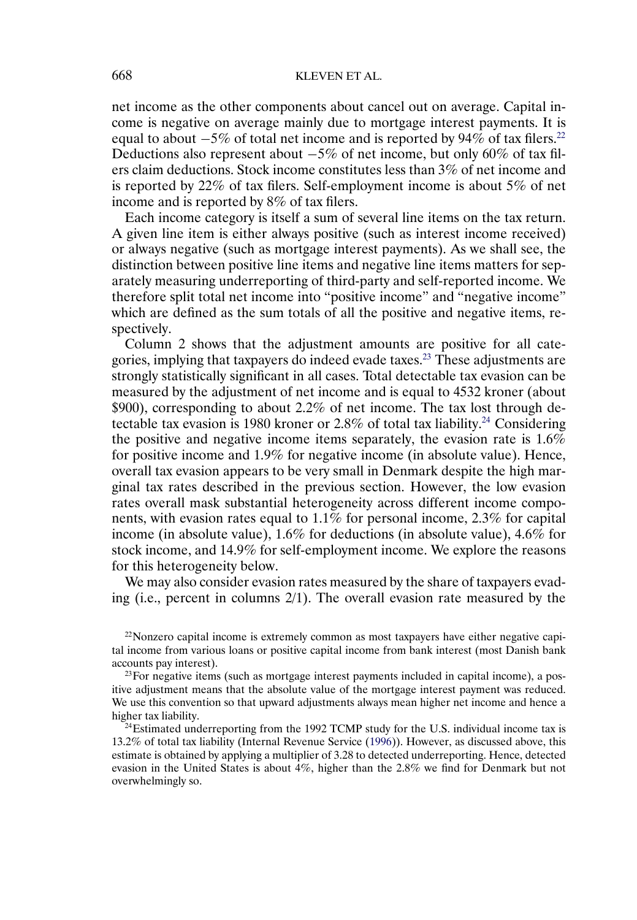net income as the other components about cancel out on average. Capital income is negative on average mainly due to mortgage interest payments. It is equal to about −5% of total net income and is reported by 94% of tax filers.[22] Deductions also represent about −5% of net income, but only 60% of tax filers claim deductions. Stock income constitutes less than 3% of net income and is reported by 22% of tax filers. Self-employment income is about 5% of net income and is reported by 8% of tax filers.

Each income category is itself a sum of several line items on the tax return. A given line item is either always positive (such as interest income received) or always negative (such as mortgage interest payments). As we shall see, the distinction between positive line items and negative line items matters for separately measuring underreporting of third-party and self-reported income. We therefore split total net income into "positive income" and "negative income" which are defined as the sum totals of all the positive and negative items, respectively.

Column 2 shows that the adjustment amounts are positive for all categories, implying that taxpayers do indeed evade taxes.[23] These adjustments are strongly statistically significant in all cases. Total detectable tax evasion can be measured by the adjustment of net income and is equal to 4532 kroner (about \$900), corresponding to about 2.2% of net income. The tax lost through detectable tax evasion is 1980 kroner or 2.8% of total tax liability.[24] Considering the positive and negative income items separately, the evasion rate is 1.6% for positive income and 1.9% for negative income (in absolute value). Hence, overall tax evasion appears to be very small in Denmark despite the high marginal tax rates described in the previous section. However, the low evasion rates overall mask substantial heterogeneity across different income components, with evasion rates equal to 1.1% for personal income, 2.3% for capital income (in absolute value), 1.6% for deductions (in absolute value), 4.6% for stock income, and 14.9% for self-employment income. We explore the reasons for this heterogeneity below.

We may also consider evasion rates measured by the share of taxpayers evading (i.e., percent in columns 2/1). The overall evasion rate measured by the

[22] Nonzero capital income is extremely common as most taxpayers have either negative capital income from various loans or positive capital income from bank interest (most Danish bank accounts pay interest).

[23] For negative items (such as mortgage interest payments included in capital income), a positive adjustment means that the absolute value of the mortgage interest payment was reduced. We use this convention so that upward adjustments always mean higher net income and hence a higher tax liability.

[24] Estimated underreporting from the 1992 TCMP study for the U.S. individual income tax is 13.2% of total tax liability (Internal Revenue Service (1996)). However, as discussed above, this estimate is obtained by applying a multiplier of 3.28 to detected underreporting. Hence, detected evasion in the United States is about 4%, higher than the 2.8% we find for Denmark but not overwhelmingly so.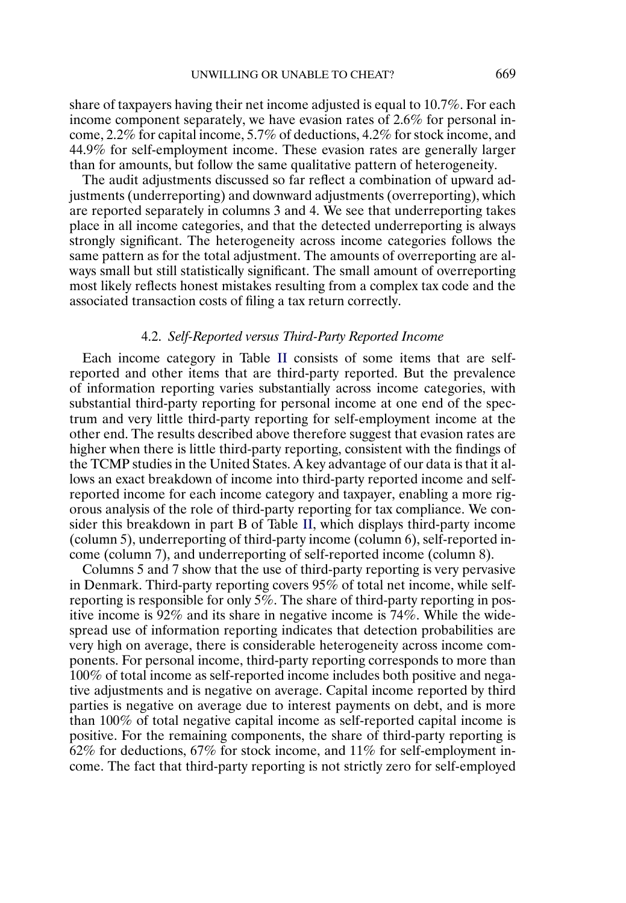share of taxpayers having their net income adjusted is equal to 10.7%. For each income component separately, we have evasion rates of 2.6% for personal income, 2.2% for capital income, 5.7% of deductions, 4.2% for stock income, and 44.9% for self-employment income. These evasion rates are generally larger than for amounts, but follow the same qualitative pattern of heterogeneity.

The audit adjustments discussed so far reflect a combination of upward adjustments (underreporting) and downward adjustments (overreporting), which are reported separately in columns 3 and 4. We see that underreporting takes place in all income categories, and that the detected underreporting is always strongly significant. The heterogeneity across income categories follows the same pattern as for the total adjustment. The amounts of overreporting are always small but still statistically significant. The small amount of overreporting most likely reflects honest mistakes resulting from a complex tax code and the associated transaction costs of filing a tax return correctly.

### 4.2. *Self-Reported versus Third-Party Reported Income*

Each income category in Table II consists of some items that are self-reported and other items that are third-party reported. But the prevalence of information reporting varies substantially across income categories, with substantial third-party reporting for personal income at one end of the spectrum and very little third-party reporting for self-employment income at the other end. The results described above therefore suggest that evasion rates are higher when there is little third-party reporting, consistent with the findings of the TCMP studies in the United States. A key advantage of our data is that it allows an exact breakdown of income into third-party reported income and self-reported income for each income category and taxpayer, enabling a more rigorous analysis of the role of third-party reporting for tax compliance. We consider this breakdown in part B of Table II, which displays third-party income (column 5), underreporting of third-party income (column 6), self-reported income (column 7), and underreporting of self-reported income (column 8).

Columns 5 and 7 show that the use of third-party reporting is very pervasive in Denmark. Third-party reporting covers 95% of total net income, while self-reporting is responsible for only 5%. The share of third-party reporting in positive income is 92% and its share in negative income is 74%. While the widespread use of information reporting indicates that detection probabilities are very high on average, there is considerable heterogeneity across income components. For personal income, third-party reporting corresponds to more than 100% of total income as self-reported income includes both positive and negative adjustments and is negative on average. Capital income reported by third parties is negative on average due to interest payments on debt, and is more than 100% of total negative capital income as self-reported capital income is positive. For the remaining components, the share of third-party reporting is 62% for deductions, 67% for stock income, and 11% for self-employment income. The fact that third-party reporting is not strictly zero for self-employed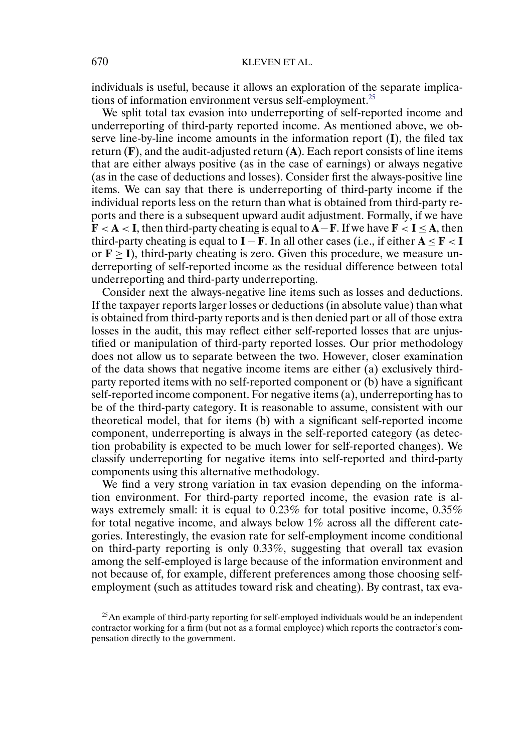individuals is useful, because it allows an exploration of the separate implications of information environment versus self-employment.[25]

We split total tax evasion into underreporting of self-reported income and underreporting of third-party reported income. As mentioned above, we observe line-by-line income amounts in the information report (**I**), the filed tax return (**F**), and the audit-adjusted return (**A**). Each report consists of line items that are either always positive (as in the case of earnings) or always negative (as in the case of deductions and losses). Consider first the always-positive line items. We can say that there is underreporting of third-party income if the individual reports less on the return than what is obtained from third-party reports and there is a subsequent upward audit adjustment. Formally, if we have $\mathbf{F} < \mathbf{A} < \mathbf{I}$, then third-party cheating is equal to $\mathbf{A} - \mathbf{F}$. If we have $\mathbf{F} < \mathbf{I} \leq \mathbf{A}$, then third-party cheating is equal to $\mathbf{I} - \mathbf{F}$. In all other cases (i.e., if either $\mathbf{A} \leq \mathbf{F} < \mathbf{I}$ or $\mathbf{F} \geq \mathbf{I}$), third-party cheating is zero. Given this procedure, we measure underreporting of self-reported income as the residual difference between total underreporting and third-party underreporting.

Consider next the always-negative line items such as losses and deductions. If the taxpayer reports larger losses or deductions (in absolute value) than what is obtained from third-party reports and is then denied part or all of those extra losses in the audit, this may reflect either self-reported losses that are unjustified or manipulation of third-party reported losses. Our prior methodology does not allow us to separate between the two. However, closer examination of the data shows that negative income items are either (a) exclusively third-party reported items with no self-reported component or (b) have a significant self-reported income component. For negative items (a), underreporting has to be of the third-party category. It is reasonable to assume, consistent with our theoretical model, that for items (b) with a significant self-reported income component, underreporting is always in the self-reported category (as detection probability is expected to be much lower for self-reported changes). We classify underreporting for negative items into self-reported and third-party components using this alternative methodology.

We find a very strong variation in tax evasion depending on the information environment. For third-party reported income, the evasion rate is always extremely small: it is equal to 0.23% for total positive income, 0.35% for total negative income, and always below 1% across all the different categories. Interestingly, the evasion rate for self-employment income conditional on third-party reporting is only 0.33%, suggesting that overall tax evasion among the self-employed is large because of the information environment and not because of, for example, different preferences among those choosing self-employment (such as attitudes toward risk and cheating). By contrast, tax eva-

[25]An example of third-party reporting for self-employed individuals would be an independent contractor working for a firm (but not as a formal employee) which reports the contractor's compensation directly to the government.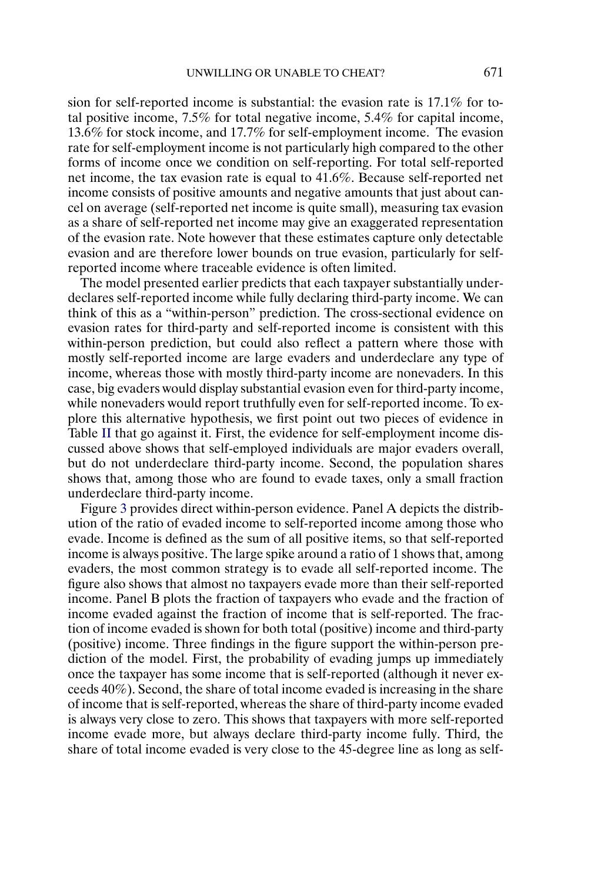sion for self-reported income is substantial: the evasion rate is 17.1% for total positive income, 7.5% for total negative income, 5.4% for capital income, 13.6% for stock income, and 17.7% for self-employment income. The evasion rate for self-employment income is not particularly high compared to the other forms of income once we condition on self-reporting. For total self-reported net income, the tax evasion rate is equal to 41.6%. Because self-reported net income consists of positive amounts and negative amounts that just about cancel on average (self-reported net income is quite small), measuring tax evasion as a share of self-reported net income may give an exaggerated representation of the evasion rate. Note however that these estimates capture only detectable evasion and are therefore lower bounds on true evasion, particularly for self-reported income where traceable evidence is often limited.

The model presented earlier predicts that each taxpayer substantially underdeclares self-reported income while fully declaring third-party income. We can think of this as a "within-person" prediction. The cross-sectional evidence on evasion rates for third-party and self-reported income is consistent with this within-person prediction, but could also reflect a pattern where those with mostly self-reported income are large evaders and underdeclare any type of income, whereas those with mostly third-party income are nonevaders. In this case, big evaders would display substantial evasion even for third-party income, while nonevaders would report truthfully even for self-reported income. To explore this alternative hypothesis, we first point out two pieces of evidence in Table II that go against it. First, the evidence for self-employment income discussed above shows that self-employed individuals are major evaders overall, but do not underdeclare third-party income. Second, the population shares shows that, among those who are found to evade taxes, only a small fraction underdeclare third-party income.

Figure 3 provides direct within-person evidence. Panel A depicts the distribution of the ratio of evaded income to self-reported income among those who evade. Income is defined as the sum of all positive items, so that self-reported income is always positive. The large spike around a ratio of 1 shows that, among evaders, the most common strategy is to evade all self-reported income. The figure also shows that almost no taxpayers evade more than their self-reported income. Panel B plots the fraction of taxpayers who evade and the fraction of income evaded against the fraction of income that is self-reported. The fraction of income evaded is shown for both total (positive) income and third-party (positive) income. Three findings in the figure support the within-person prediction of the model. First, the probability of evading jumps up immediately once the taxpayer has some income that is self-reported (although it never exceeds 40%). Second, the share of total income evaded is increasing in the share of income that is self-reported, whereas the share of third-party income evaded is always very close to zero. This shows that taxpayers with more self-reported income evade more, but always declare third-party income fully. Third, the share of total income evaded is very close to the 45-degree line as long as self-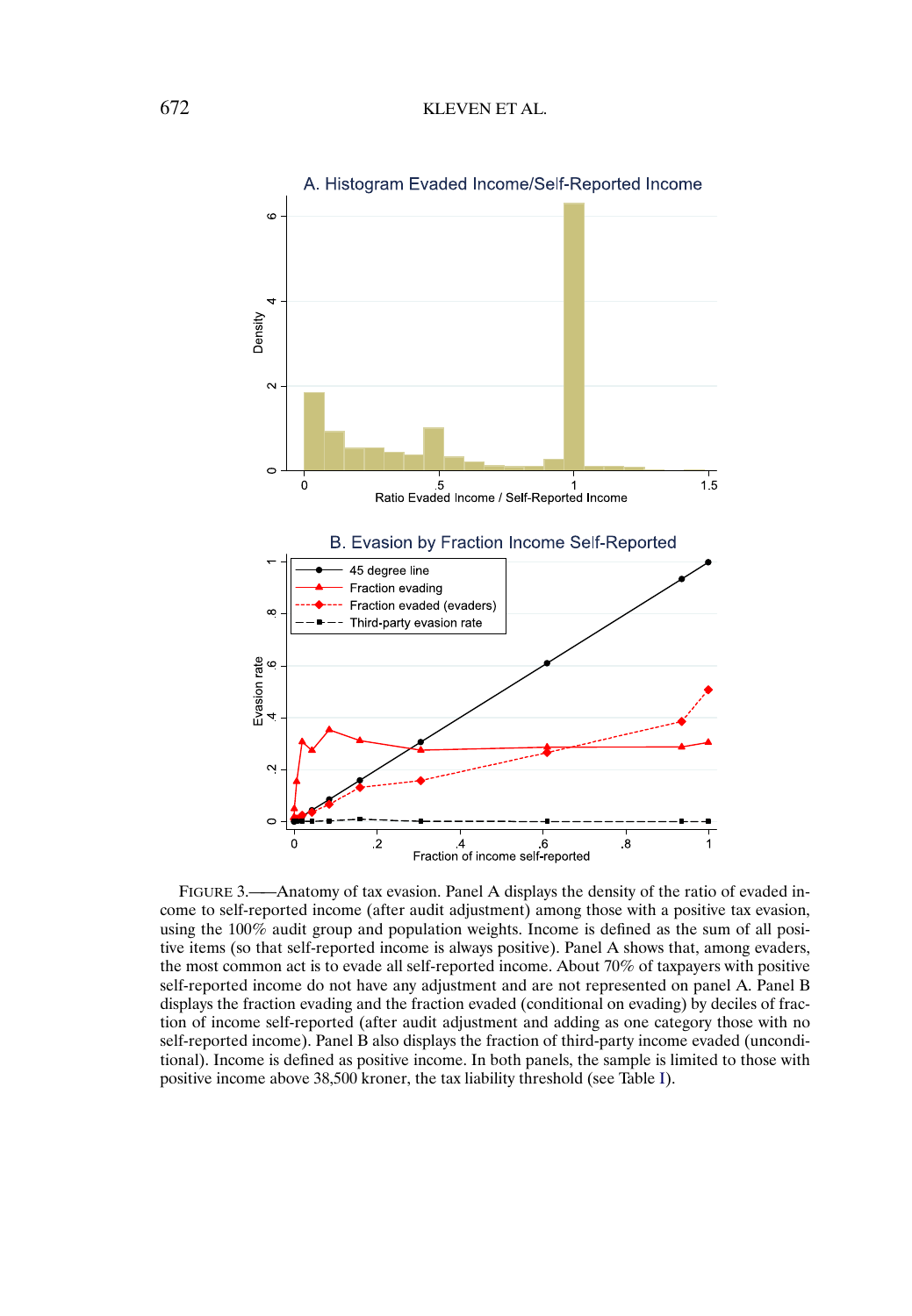FIGURE 3.—Anatomy of tax evasion. Panel A displays the density of the ratio of evaded income to self-reported income (after audit adjustment) among those with a positive tax evasion, using the 100% audit group and population weights. Income is defined as the sum of all positive items (so that self-reported income is always positive). Panel A shows that, among evaders, the most common act is to evade all self-reported income. About 70% of taxpayers with positive self-reported income do not have any adjustment and are not represented on panel A. Panel B displays the fraction evading and the fraction evaded (conditional on evading) by deciles of fraction of income self-reported (after audit adjustment and adding as one category those with no self-reported income). Panel B also displays the fraction of third-party income evaded (unconditional). Income is defined as positive income. In both panels, the sample is limited to those with positive income above 38,500 kroner, the tax liability threshold (see Table I).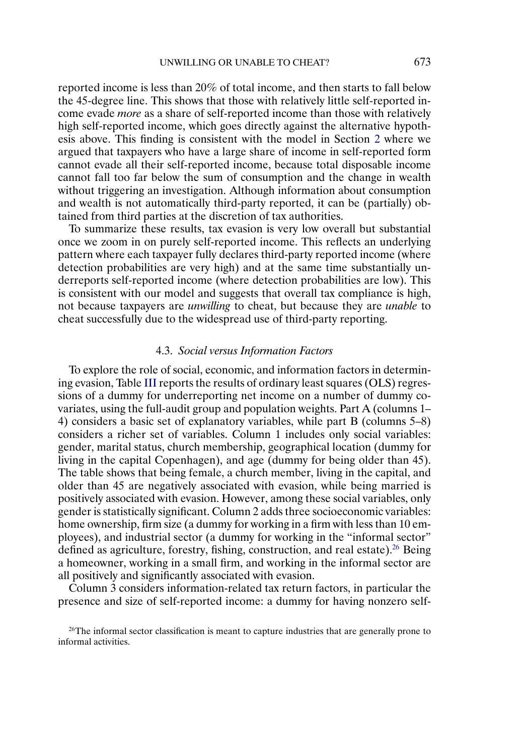reported income is less than 20% of total income, and then starts to fall below the 45-degree line. This shows that those with relatively little self-reported income evade *more* as a share of self-reported income than those with relatively high self-reported income, which goes directly against the alternative hypothesis above. This finding is consistent with the model in Section 2 where we argued that taxpayers who have a large share of income in self-reported form cannot evade all their self-reported income, because total disposable income cannot fall too far below the sum of consumption and the change in wealth without triggering an investigation. Although information about consumption and wealth is not automatically third-party reported, it can be (partially) obtained from third parties at the discretion of tax authorities.

To summarize these results, tax evasion is very low overall but substantial once we zoom in on purely self-reported income. This reflects an underlying pattern where each taxpayer fully declares third-party reported income (where detection probabilities are very high) and at the same time substantially underreports self-reported income (where detection probabilities are low). This is consistent with our model and suggests that overall tax compliance is high, not because taxpayers are *unwilling* to cheat, but because they are *unable* to cheat successfully due to the widespread use of third-party reporting.

### 4.3. *Social versus Information Factors*

To explore the role of social, economic, and information factors in determining evasion, Table III reports the results of ordinary least squares (OLS) regressions of a dummy for underreporting net income on a number of dummy covariates, using the full-audit group and population weights. Part A (columns 1–4) considers a basic set of explanatory variables, while part B (columns 5–8) considers a richer set of variables. Column 1 includes only social variables: gender, marital status, church membership, geographical location (dummy for living in the capital Copenhagen), and age (dummy for being older than 45). The table shows that being female, a church member, living in the capital, and older than 45 are negatively associated with evasion, while being married is positively associated with evasion. However, among these social variables, only gender is statistically significant. Column 2 adds three socioeconomic variables: home ownership, firm size (a dummy for working in a firm with less than 10 employees), and industrial sector (a dummy for working in the "informal sector" defined as agriculture, forestry, fishing, construction, and real estate).[26] Being a homeowner, working in a small firm, and working in the informal sector are all positively and significantly associated with evasion.

Column 3 considers information-related tax return factors, in particular the presence and size of self-reported income: a dummy for having nonzero self-

[26]The informal sector classification is meant to capture industries that are generally prone to informal activities.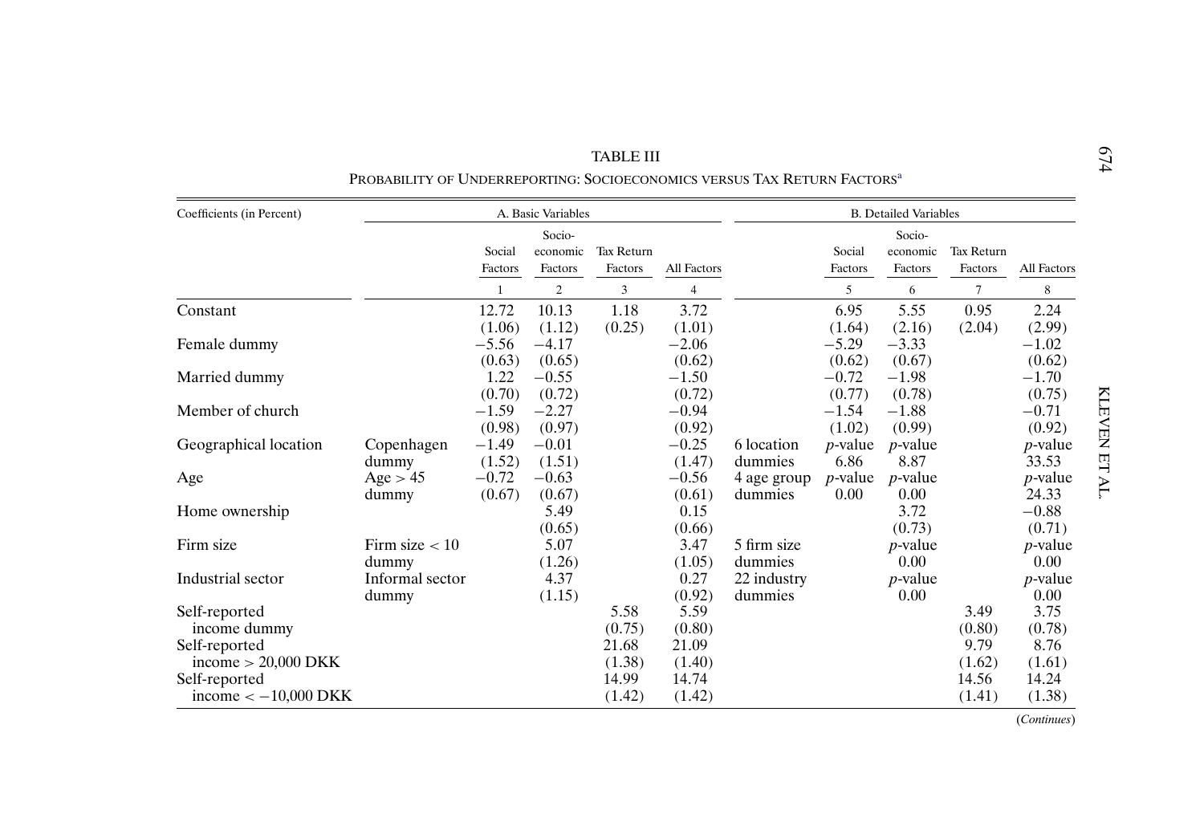TABLE III

PROBABILITY OF UNDERREPORTING: SOCIOECONOMICS VERSUS TAX RETURN FACTORS[a]

| Coefficients (in Percent) | | A. Basic Variables | | | | B. Detailed Variables | | | | |
|---|---|---|---|---|---|---|---|---|---|---|
| | | Social Factors | Socio-economic Factors | Tax Return Factors | All Factors | | Social Factors | Socio-economic Factors | Tax Return Factors | All Factors |
| | | 1 | 2 | 3 | 4 | | 5 | 6 | 7 | 8 |
| Constant | | 12.72 | 10.13 | 1.18 | 3.72 | | 6.95 | 5.55 | 0.95 | 2.24 |
| | | (1.06) | (1.12) | (0.25) | (1.01) | | (1.64) | (2.16) | (2.04) | (2.99) |
| Female dummy | | −5.56 | −4.17 | | −2.06 | | −5.29 | −3.33 | | −1.02 |
| | | (0.63) | (0.65) | | (0.62) | | (0.62) | (0.67) | | (0.62) |
| Married dummy | | 1.22 | −0.55 | | −1.50 | | −0.72 | −1.98 | | −1.70 |
| | | (0.70) | (0.72) | | (0.72) | | (0.77) | (0.78) | | (0.75) |
| Member of church | | −1.59 | −2.27 | | −0.94 | | −1.54 | −1.88 | | −0.71 |
| | | (0.98) | (0.97) | | (0.92) | | (1.02) | (0.99) | | (0.92) |
| Geographical location | Copenhagen dummy | −1.49 | −0.01 | | −0.25 | 6 location dummies | *p*-value | *p*-value | | *p*-value |
| | | (1.52) | (1.51) | | (1.47) | | 6.86 | 8.87 | | 33.53 |
| Age | Age > 45 dummy | −0.72 | −0.63 | | −0.56 | 4 age group dummies | *p*-value | *p*-value | | *p*-value |
| | | (0.67) | (0.67) | | (0.61) | | 0.00 | 0.00 | | 24.33 |
| Home ownership | | | 5.49 | | 0.15 | | | 3.72 | | −0.88 |
| | | | (0.65) | | (0.66) | | | (0.73) | | (0.71) |
| Firm size | Firm size < 10 dummy | | 5.07 | | 3.47 | 5 firm size dummies | | *p*-value | | *p*-value |
| | | | (1.26) | | (1.05) | | | 0.00 | | 0.00 |
| Industrial sector | Informal sector dummy | | 4.37 | | 0.27 | 22 industry dummies | | *p*-value | | *p*-value |
| | | | (1.15) | | (0.92) | | | 0.00 | | 0.00 |
| Self-reported income dummy | | | | 5.58 | 5.59 | | | | 3.49 | 3.75 |
| | | | | (0.75) | (0.80) | | | | (0.80) | (0.78) |
| Self-reported income > 20,000 DKK | | | | 21.68 | 21.09 | | | | 9.79 | 8.76 |
| | | | | (1.38) | (1.40) | | | | (1.62) | (1.61) |
| Self-reported income < −10,000 DKK | | | | 14.99 | 14.74 | | | | 14.56 | 14.24 |
| | | | | (1.42) | (1.42) | | | | (1.41) | (1.38) |

(*Continues*)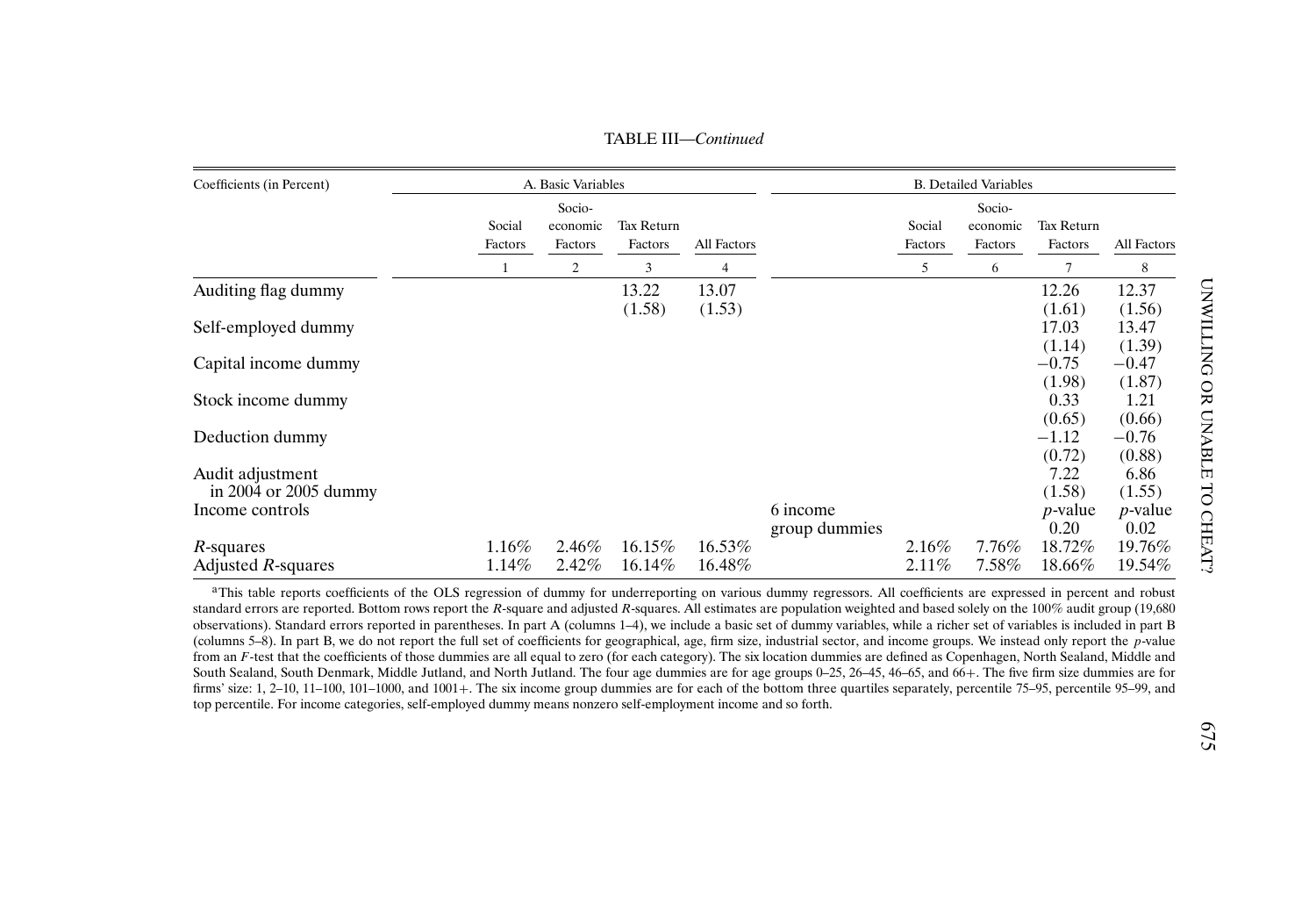TABLE III—*Continued*

| Coefficients (in Percent) | A. Basic Variables | | | | | B. Detailed Variables | | | |
|---|---|---|---|---|---|---|---|---|---|
| | Social Factors | Socio-economic Factors | Tax Return Factors | All Factors | | Social Factors | Socio-economic Factors | Tax Return Factors | All Factors |
| | 1 | 2 | 3 | 4 | | 5 | 6 | 7 | 8 |
| Auditing flag dummy | | | 13.22 (1.58) | 13.07 (1.53) | | | | 12.26 (1.61) | 12.37 (1.56) |
| Self-employed dummy | | | | | | | | 17.03 (1.14) | 13.47 (1.39) |
| Capital income dummy | | | | | | | | −0.75 (1.98) | −0.47 (1.87) |
| Stock income dummy | | | | | | | | 0.33 (0.65) | 1.21 (0.66) |
| Deduction dummy | | | | | | | | −1.12 (0.72) | −0.76 (0.88) |
| Audit adjustment in 2004 or 2005 dummy | | | | | | | | 7.22 (1.58) | 6.86 (1.55) |
| Income controls | | | | | 6 income group dummies | | | *p*-value 0.20 | *p*-value 0.02 |
| *R*-squares | 1.16% | 2.46% | 16.15% | 16.53% | | 2.16% | 7.76% | 18.72% | 19.76% |
| Adjusted *R*-squares | 1.14% | 2.42% | 16.14% | 16.48% | | 2.11% | 7.58% | 18.66% | 19.54% |

[a]This table reports coefficients of the OLS regression of dummy for underreporting on various dummy regressors. All coefficients are expressed in percent and robust standard errors are reported. Bottom rows report the *R*-square and adjusted *R*-squares. All estimates are population weighted and based solely on the 100% audit group (19,680 observations). Standard errors reported in parentheses. In part A (columns 1–4), we include a basic set of dummy variables, while a richer set of variables is included in part B (columns 5–8). In part B, we do not report the full set of coefficients for geographical, age, firm size, industrial sector, and income groups. We instead only report the *p*-value from an *F*-test that the coefficients of those dummies are all equal to zero (for each category). The six location dummies are defined as Copenhagen, North Sealand, Middle and South Sealand, South Denmark, Middle Jutland, and North Jutland. The four age dummies are for age groups 0–25, 26–45, 46–65, and 66+. The five firm size dummies are for firms' size: 1, 2–10, 11–100, 101–1000, and 1001+. The six income group dummies are for each of the bottom three quartiles separately, percentile 75–95, percentile 95–99, and top percentile. For income categories, self-employed dummy means nonzero self-employment income and so forth.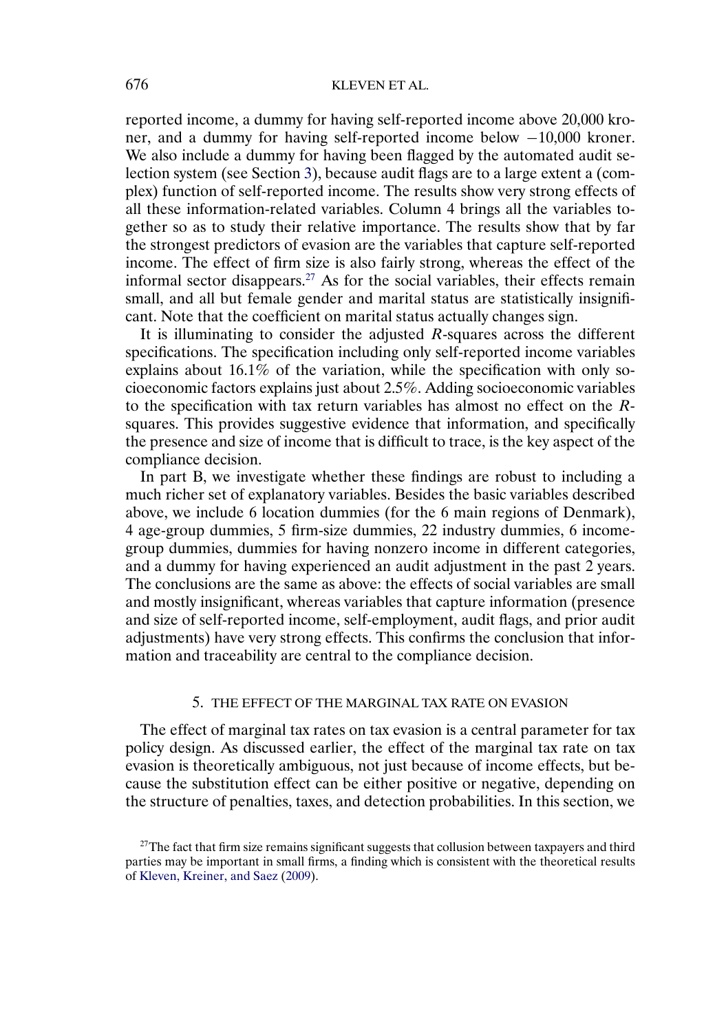reported income, a dummy for having self-reported income above 20,000 kroner, and a dummy for having self-reported income below −10,000 kroner. We also include a dummy for having been flagged by the automated audit selection system (see Section 3), because audit flags are to a large extent a (complex) function of self-reported income. The results show very strong effects of all these information-related variables. Column 4 brings all the variables together so as to study their relative importance. The results show that by far the strongest predictors of evasion are the variables that capture self-reported income. The effect of firm size is also fairly strong, whereas the effect of the informal sector disappears.[27] As for the social variables, their effects remain small, and all but female gender and marital status are statistically insignificant. Note that the coefficient on marital status actually changes sign.

It is illuminating to consider the adjusted $R$-squares across the different specifications. The specification including only self-reported income variables explains about 16.1% of the variation, while the specification with only socioeconomic factors explains just about 2.5%. Adding socioeconomic variables to the specification with tax return variables has almost no effect on the $R$-squares. This provides suggestive evidence that information, and specifically the presence and size of income that is difficult to trace, is the key aspect of the compliance decision.

In part B, we investigate whether these findings are robust to including a much richer set of explanatory variables. Besides the basic variables described above, we include 6 location dummies (for the 6 main regions of Denmark), 4 age-group dummies, 5 firm-size dummies, 22 industry dummies, 6 income-group dummies, dummies for having nonzero income in different categories, and a dummy for having experienced an audit adjustment in the past 2 years. The conclusions are the same as above: the effects of social variables are small and mostly insignificant, whereas variables that capture information (presence and size of self-reported income, self-employment, audit flags, and prior audit adjustments) have very strong effects. This confirms the conclusion that information and traceability are central to the compliance decision.

## 5. THE EFFECT OF THE MARGINAL TAX RATE ON EVASION

The effect of marginal tax rates on tax evasion is a central parameter for tax policy design. As discussed earlier, the effect of the marginal tax rate on tax evasion is theoretically ambiguous, not just because of income effects, but because the substitution effect can be either positive or negative, depending on the structure of penalties, taxes, and detection probabilities. In this section, we

[27] The fact that firm size remains significant suggests that collusion between taxpayers and third parties may be important in small firms, a finding which is consistent with the theoretical results of Kleven, Kreiner, and Saez (2009).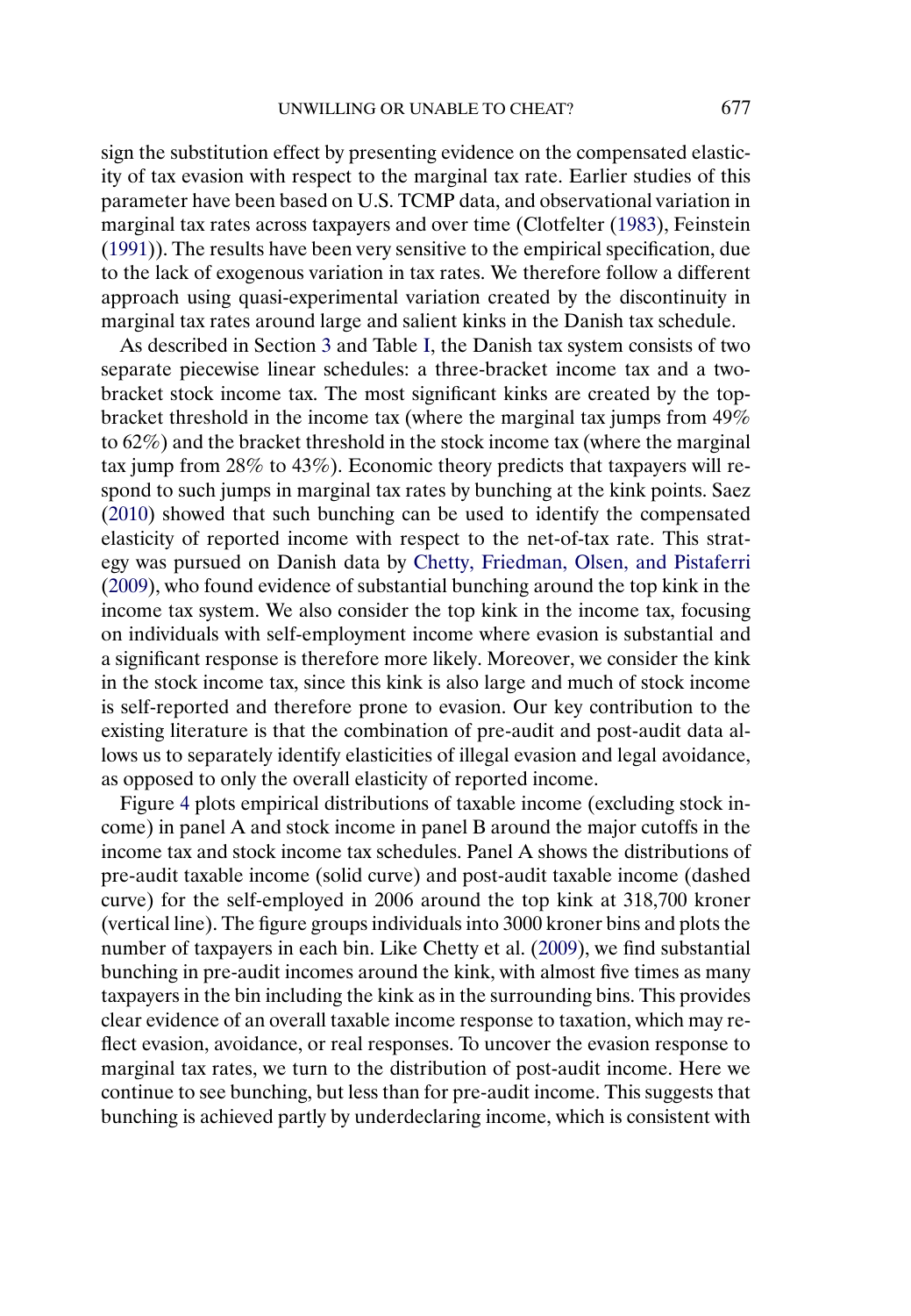sign the substitution effect by presenting evidence on the compensated elasticity of tax evasion with respect to the marginal tax rate. Earlier studies of this parameter have been based on U.S. TCMP data, and observational variation in marginal tax rates across taxpayers and over time (Clotfelter (1983), Feinstein (1991)). The results have been very sensitive to the empirical specification, due to the lack of exogenous variation in tax rates. We therefore follow a different approach using quasi-experimental variation created by the discontinuity in marginal tax rates around large and salient kinks in the Danish tax schedule.

As described in Section 3 and Table I, the Danish tax system consists of two separate piecewise linear schedules: a three-bracket income tax and a two-bracket stock income tax. The most significant kinks are created by the top-bracket threshold in the income tax (where the marginal tax jumps from 49% to 62%) and the bracket threshold in the stock income tax (where the marginal tax jump from 28% to 43%). Economic theory predicts that taxpayers will respond to such jumps in marginal tax rates by bunching at the kink points. Saez (2010) showed that such bunching can be used to identify the compensated elasticity of reported income with respect to the net-of-tax rate. This strategy was pursued on Danish data by Chetty, Friedman, Olsen, and Pistaferri (2009), who found evidence of substantial bunching around the top kink in the income tax system. We also consider the top kink in the income tax, focusing on individuals with self-employment income where evasion is substantial and a significant response is therefore more likely. Moreover, we consider the kink in the stock income tax, since this kink is also large and much of stock income is self-reported and therefore prone to evasion. Our key contribution to the existing literature is that the combination of pre-audit and post-audit data allows us to separately identify elasticities of illegal evasion and legal avoidance, as opposed to only the overall elasticity of reported income.

Figure 4 plots empirical distributions of taxable income (excluding stock income) in panel A and stock income in panel B around the major cutoffs in the income tax and stock income tax schedules. Panel A shows the distributions of pre-audit taxable income (solid curve) and post-audit taxable income (dashed curve) for the self-employed in 2006 around the top kink at 318,700 kroner (vertical line). The figure groups individuals into 3000 kroner bins and plots the number of taxpayers in each bin. Like Chetty et al. (2009), we find substantial bunching in pre-audit incomes around the kink, with almost five times as many taxpayers in the bin including the kink as in the surrounding bins. This provides clear evidence of an overall taxable income response to taxation, which may reflect evasion, avoidance, or real responses. To uncover the evasion response to marginal tax rates, we turn to the distribution of post-audit income. Here we continue to see bunching, but less than for pre-audit income. This suggests that bunching is achieved partly by underdeclaring income, which is consistent with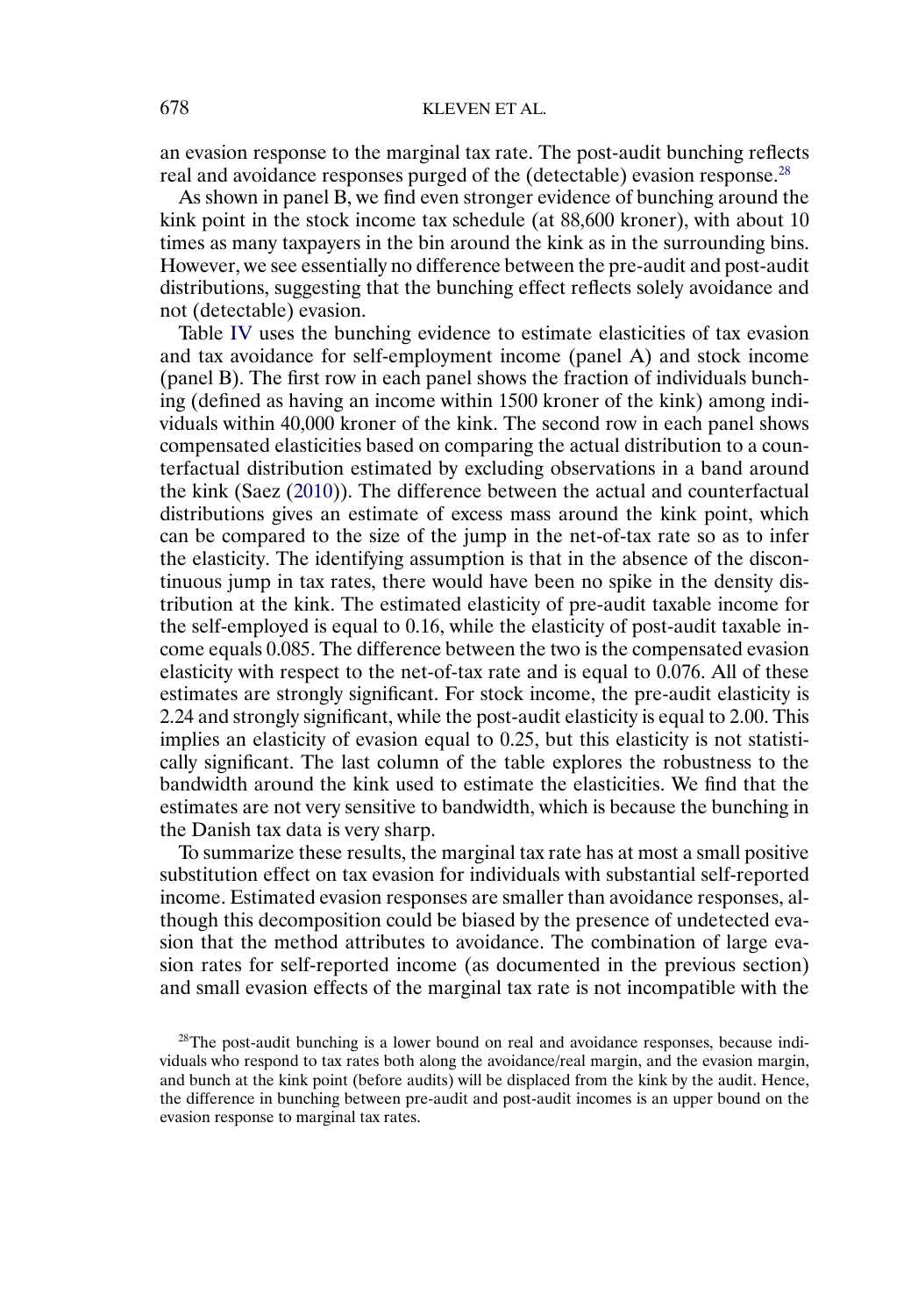an evasion response to the marginal tax rate. The post-audit bunching reflects real and avoidance responses purged of the (detectable) evasion response.[28]

As shown in panel B, we find even stronger evidence of bunching around the kink point in the stock income tax schedule (at 88,600 kroner), with about 10 times as many taxpayers in the bin around the kink as in the surrounding bins. However, we see essentially no difference between the pre-audit and post-audit distributions, suggesting that the bunching effect reflects solely avoidance and not (detectable) evasion.

Table IV uses the bunching evidence to estimate elasticities of tax evasion and tax avoidance for self-employment income (panel A) and stock income (panel B). The first row in each panel shows the fraction of individuals bunching (defined as having an income within 1500 kroner of the kink) among individuals within 40,000 kroner of the kink. The second row in each panel shows compensated elasticities based on comparing the actual distribution to a counterfactual distribution estimated by excluding observations in a band around the kink (Saez (2010)). The difference between the actual and counterfactual distributions gives an estimate of excess mass around the kink point, which can be compared to the size of the jump in the net-of-tax rate so as to infer the elasticity. The identifying assumption is that in the absence of the discontinuous jump in tax rates, there would have been no spike in the density distribution at the kink. The estimated elasticity of pre-audit taxable income for the self-employed is equal to 0.16, while the elasticity of post-audit taxable income equals 0.085. The difference between the two is the compensated evasion elasticity with respect to the net-of-tax rate and is equal to 0.076. All of these estimates are strongly significant. For stock income, the pre-audit elasticity is 2.24 and strongly significant, while the post-audit elasticity is equal to 2.00. This implies an elasticity of evasion equal to 0.25, but this elasticity is not statistically significant. The last column of the table explores the robustness to the bandwidth around the kink used to estimate the elasticities. We find that the estimates are not very sensitive to bandwidth, which is because the bunching in the Danish tax data is very sharp.

To summarize these results, the marginal tax rate has at most a small positive substitution effect on tax evasion for individuals with substantial self-reported income. Estimated evasion responses are smaller than avoidance responses, although this decomposition could be biased by the presence of undetected evasion that the method attributes to avoidance. The combination of large evasion rates for self-reported income (as documented in the previous section) and small evasion effects of the marginal tax rate is not incompatible with the

[28]The post-audit bunching is a lower bound on real and avoidance responses, because individuals who respond to tax rates both along the avoidance/real margin, and the evasion margin, and bunch at the kink point (before audits) will be displaced from the kink by the audit. Hence, the difference in bunching between pre-audit and post-audit incomes is an upper bound on the evasion response to marginal tax rates.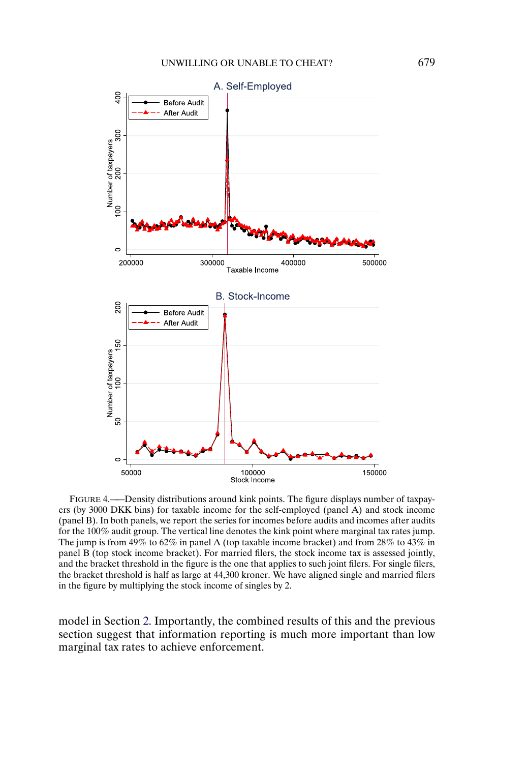FIGURE 4.—Density distributions around kink points. The figure displays number of taxpayers (by 3000 DKK bins) for taxable income for the self-employed (panel A) and stock income (panel B). In both panels, we report the series for incomes before audits and incomes after audits for the 100% audit group. The vertical line denotes the kink point where marginal tax rates jump. The jump is from 49% to 62% in panel A (top taxable income bracket) and from 28% to 43% in panel B (top stock income bracket). For married filers, the stock income tax is assessed jointly, and the bracket threshold in the figure is the one that applies to such joint filers. For single filers, the bracket threshold is half as large at 44,300 kroner. We have aligned single and married filers in the figure by multiplying the stock income of singles by 2.

model in Section 2. Importantly, the combined results of this and the previous section suggest that information reporting is much more important than low marginal tax rates to achieve enforcement.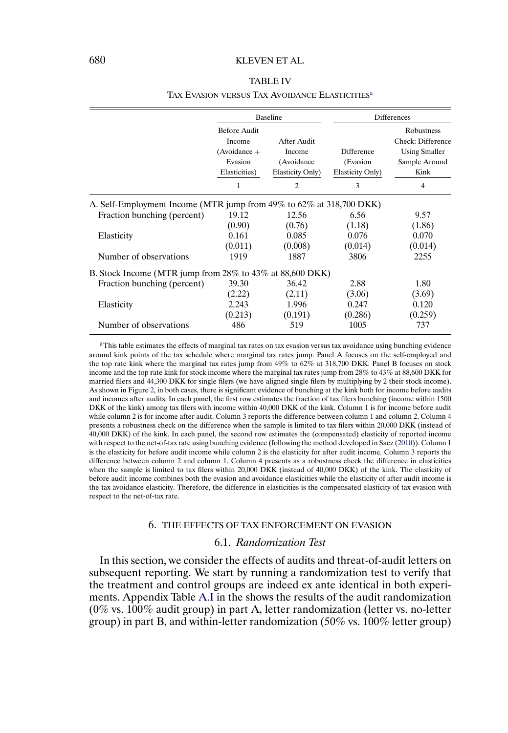TABLE IV

TAX EVASION VERSUS TAX AVOIDANCE ELASTICITIES[a]

| | Baseline | | Differences | |
|---|---|---|---|---|
| | Before Audit Income (Avoidance + Evasion Elasticities) | After Audit Income (Avoidance Elasticity Only) | Difference (Evasion Elasticity Only) | Robustness Check: Difference Using Smaller Sample Around Kink |
| | 1 | 2 | 3 | 4 |
| **A. Self-Employment Income (MTR jump from 49% to 62% at 318,700 DKK)** | | | | |
| Fraction bunching (percent) | 19.12 | 12.56 | 6.56 | 9.57 |
| | (0.90) | (0.76) | (1.18) | (1.86) |
| Elasticity | 0.161 | 0.085 | 0.076 | 0.070 |
| | (0.011) | (0.008) | (0.014) | (0.014) |
| Number of observations | 1919 | 1887 | 3806 | 2255 |
| **B. Stock Income (MTR jump from 28% to 43% at 88,600 DKK)** | | | | |
| Fraction bunching (percent) | 39.30 | 36.42 | 2.88 | 1.80 |
| | (2.22) | (2.11) | (3.06) | (3.69) |
| Elasticity | 2.243 | 1.996 | 0.247 | 0.120 |
| | (0.213) | (0.191) | (0.286) | (0.259) |
| Number of observations | 486 | 519 | 1005 | 737 |

[a]This table estimates the effects of marginal tax rates on tax evasion versus tax avoidance using bunching evidence around kink points of the tax schedule where marginal tax rates jump. Panel A focuses on the self-employed and the top rate kink where the marginal tax rates jump from 49% to 62% at 318,700 DKK. Panel B focuses on stock income and the top rate kink for stock income where the marginal tax rates jump from 28% to 43% at 88,600 DKK for married filers and 44,300 DKK for single filers (we have aligned single filers by multiplying by 2 their stock income). As shown in Figure 2, in both cases, there is significant evidence of bunching at the kink both for income before audits and incomes after audits. In each panel, the first row estimates the fraction of tax filers bunching (income within 1500 DKK of the kink) among tax filers with income within 40,000 DKK of the kink. Column 1 is for income before audit while column 2 is for income after audit. Column 3 reports the difference between column 1 and column 2. Column 4 presents a robustness check on the difference when the sample is limited to tax filers within 20,000 DKK (instead of 40,000 DKK) of the kink. In each panel, the second row estimates the (compensated) elasticity of reported income with respect to the net-of-tax rate using bunching evidence (following the method developed in Saez (2010)). Column 1 is the elasticity for before audit income while column 2 is the elasticity for after audit income. Column 3 reports the difference between column 2 and column 1. Column 4 presents as a robustness check the difference in elasticities when the sample is limited to tax filers within 20,000 DKK (instead of 40,000 DKK) of the kink. The elasticity of before audit income combines both the evasion and avoidance elasticities while the elasticity of after audit income is the tax avoidance elasticity. Therefore, the difference in elasticities is the compensated elasticity of tax evasion with respect to the net-of-tax rate.

## 6. THE EFFECTS OF TAX ENFORCEMENT ON EVASION

### 6.1. *Randomization Test*

In this section, we consider the effects of audits and threat-of-audit letters on subsequent reporting. We start by running a randomization test to verify that the treatment and control groups are indeed ex ante identical in both experiments. Appendix Table A.I in the shows the results of the audit randomization (0% vs. 100% audit group) in part A, letter randomization (letter vs. no-letter group) in part B, and within-letter randomization (50% vs. 100% letter group)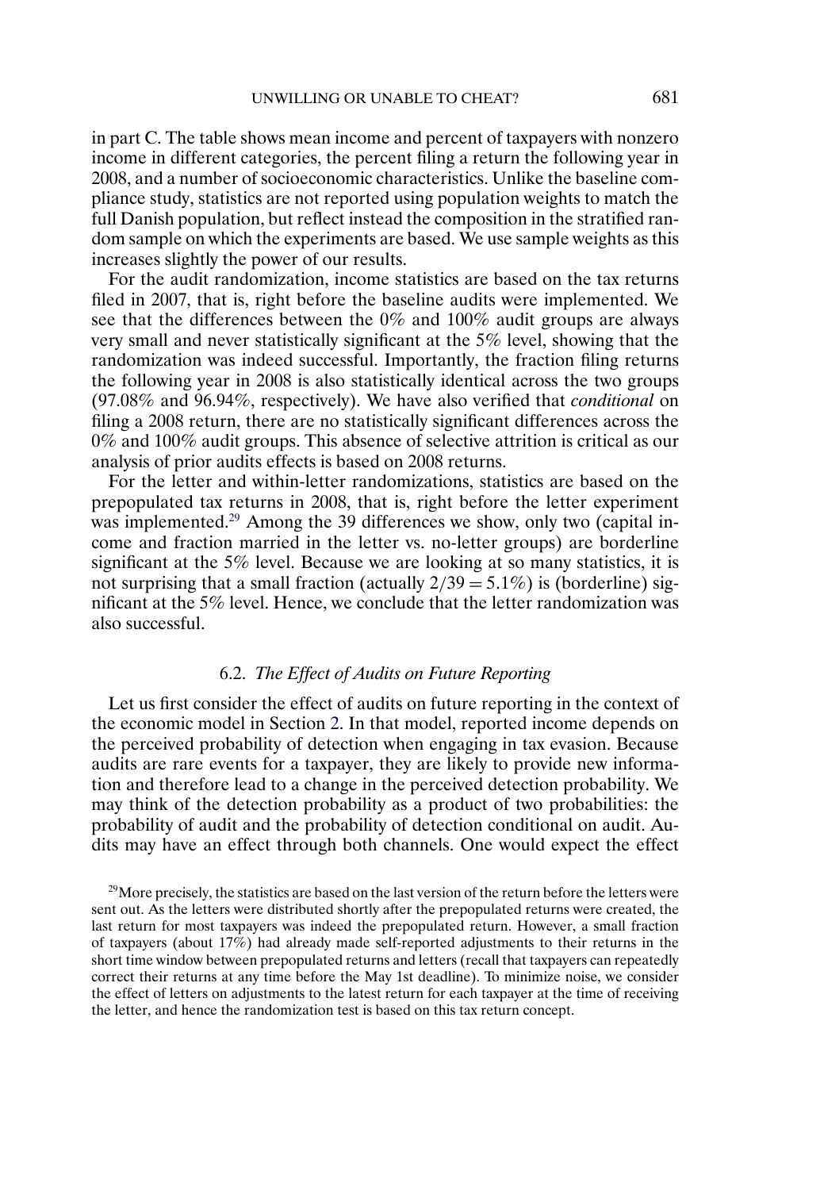in part C. The table shows mean income and percent of taxpayers with nonzero income in different categories, the percent filing a return the following year in 2008, and a number of socioeconomic characteristics. Unlike the baseline compliance study, statistics are not reported using population weights to match the full Danish population, but reflect instead the composition in the stratified random sample on which the experiments are based. We use sample weights as this increases slightly the power of our results.

For the audit randomization, income statistics are based on the tax returns filed in 2007, that is, right before the baseline audits were implemented. We see that the differences between the 0% and 100% audit groups are always very small and never statistically significant at the 5% level, showing that the randomization was indeed successful. Importantly, the fraction filing returns the following year in 2008 is also statistically identical across the two groups (97.08% and 96.94%, respectively). We have also verified that *conditional* on filing a 2008 return, there are no statistically significant differences across the 0% and 100% audit groups. This absence of selective attrition is critical as our analysis of prior audits effects is based on 2008 returns.

For the letter and within-letter randomizations, statistics are based on the prepopulated tax returns in 2008, that is, right before the letter experiment was implemented.[29] Among the 39 differences we show, only two (capital income and fraction married in the letter vs. no-letter groups) are borderline significant at the 5% level. Because we are looking at so many statistics, it is not surprising that a small fraction (actually $2/39 = 5.1\%$) is (borderline) significant at the 5% level. Hence, we conclude that the letter randomization was also successful.

### 6.2. *The Effect of Audits on Future Reporting*

Let us first consider the effect of audits on future reporting in the context of the economic model in Section 2. In that model, reported income depends on the perceived probability of detection when engaging in tax evasion. Because audits are rare events for a taxpayer, they are likely to provide new information and therefore lead to a change in the perceived detection probability. We may think of the detection probability as a product of two probabilities: the probability of audit and the probability of detection conditional on audit. Audits may have an effect through both channels. One would expect the effect

[29]More precisely, the statistics are based on the last version of the return before the letters were sent out. As the letters were distributed shortly after the prepopulated returns were created, the last return for most taxpayers was indeed the prepopulated return. However, a small fraction of taxpayers (about 17%) had already made self-reported adjustments to their returns in the short time window between prepopulated returns and letters (recall that taxpayers can repeatedly correct their returns at any time before the May 1st deadline). To minimize noise, we consider the effect of letters on adjustments to the latest return for each taxpayer at the time of receiving the letter, and hence the randomization test is based on this tax return concept.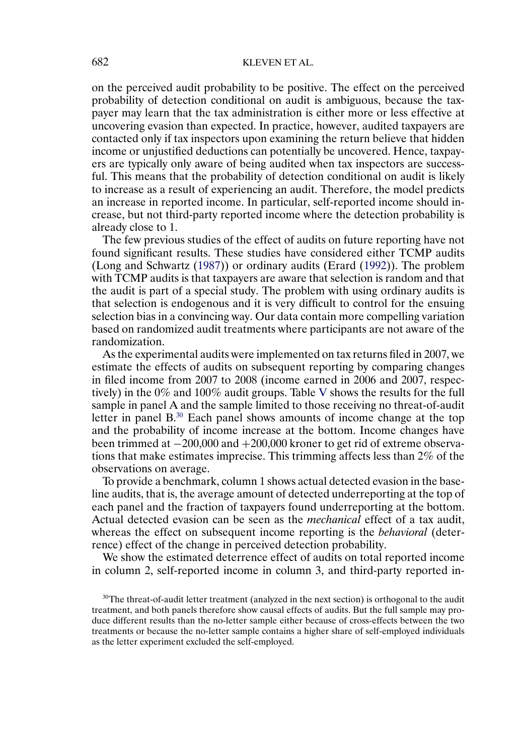on the perceived audit probability to be positive. The effect on the perceived probability of detection conditional on audit is ambiguous, because the taxpayer may learn that the tax administration is either more or less effective at uncovering evasion than expected. In practice, however, audited taxpayers are contacted only if tax inspectors upon examining the return believe that hidden income or unjustified deductions can potentially be uncovered. Hence, taxpayers are typically only aware of being audited when tax inspectors are successful. This means that the probability of detection conditional on audit is likely to increase as a result of experiencing an audit. Therefore, the model predicts an increase in reported income. In particular, self-reported income should increase, but not third-party reported income where the detection probability is already close to 1.

The few previous studies of the effect of audits on future reporting have not found significant results. These studies have considered either TCMP audits (Long and Schwartz (1987)) or ordinary audits (Erard (1992)). The problem with TCMP audits is that taxpayers are aware that selection is random and that the audit is part of a special study. The problem with using ordinary audits is that selection is endogenous and it is very difficult to control for the ensuing selection bias in a convincing way. Our data contain more compelling variation based on randomized audit treatments where participants are not aware of the randomization.

As the experimental audits were implemented on tax returns filed in 2007, we estimate the effects of audits on subsequent reporting by comparing changes in filed income from 2007 to 2008 (income earned in 2006 and 2007, respectively) in the 0% and 100% audit groups. Table V shows the results for the full sample in panel A and the sample limited to those receiving no threat-of-audit letter in panel B.[30] Each panel shows amounts of income change at the top and the probability of income increase at the bottom. Income changes have been trimmed at −200,000 and +200,000 kroner to get rid of extreme observations that make estimates imprecise. This trimming affects less than 2% of the observations on average.

To provide a benchmark, column 1 shows actual detected evasion in the baseline audits, that is, the average amount of detected underreporting at the top of each panel and the fraction of taxpayers found underreporting at the bottom. Actual detected evasion can be seen as the *mechanical* effect of a tax audit, whereas the effect on subsequent income reporting is the *behavioral* (deterrence) effect of the change in perceived detection probability.

We show the estimated deterrence effect of audits on total reported income in column 2, self-reported income in column 3, and third-party reported in-

[30]The threat-of-audit letter treatment (analyzed in the next section) is orthogonal to the audit treatment, and both panels therefore show causal effects of audits. But the full sample may produce different results than the no-letter sample either because of cross-effects between the two treatments or because the no-letter sample contains a higher share of self-employed individuals as the letter experiment excluded the self-employed.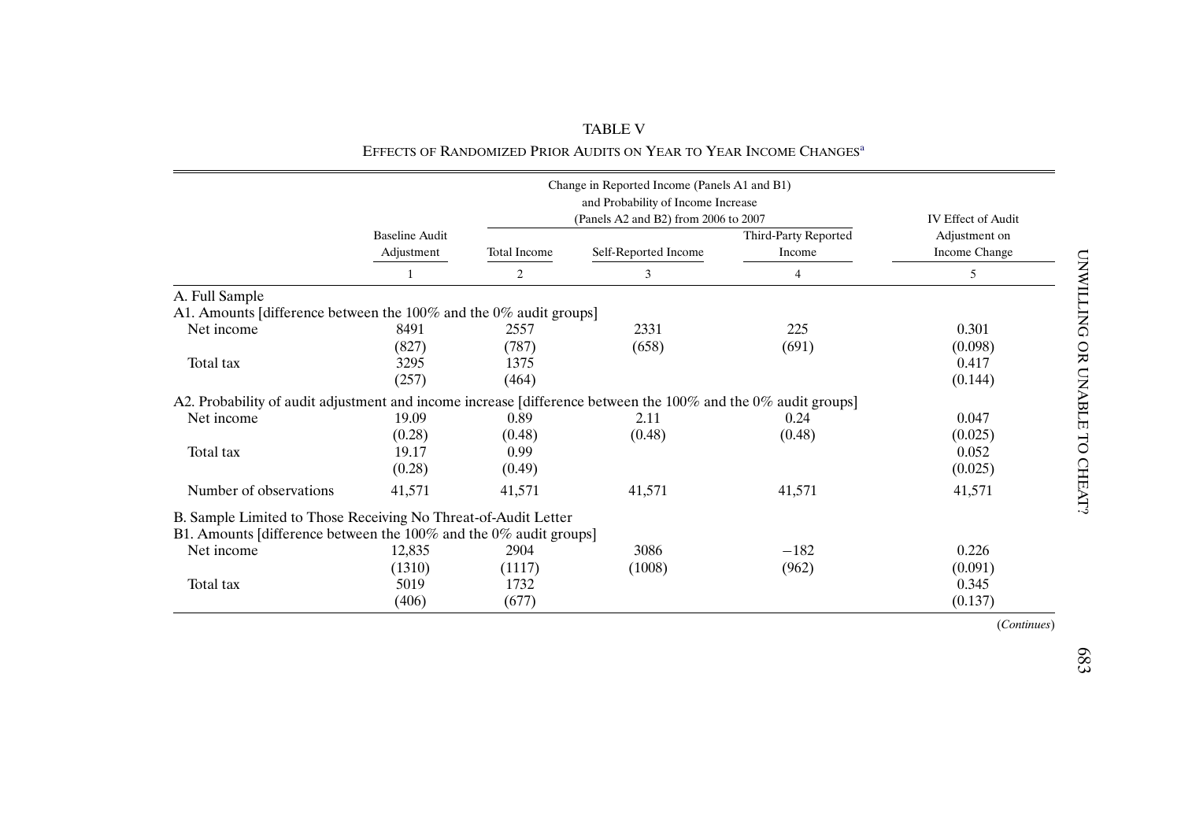TABLE V

EFFECTS OF RANDOMIZED PRIOR AUDITS ON YEAR TO YEAR INCOME CHANGES[a]

| | Baseline Audit Adjustment | Change in Reported Income (Panels A1 and B1) and Probability of Income Increase (Panels A2 and B2) from 2006 to 2007 | | | IV Effect of Audit Adjustment on Income Change |
|---|---|---|---|---|---|
| | | Total Income | Self-Reported Income | Third-Party Reported Income | |
| | 1 | 2 | 3 | 4 | 5 |
| **A. Full Sample** | | | | | |
| A1. Amounts [difference between the 100% and the 0% audit groups] | | | | | |
| Net income | 8491 | 2557 | 2331 | 225 | 0.301 |
| | (827) | (787) | (658) | (691) | (0.098) |
| Total tax | 3295 | 1375 | | | 0.417 |
| | (257) | (464) | | | (0.144) |
| A2. Probability of audit adjustment and income increase [difference between the 100% and the 0% audit groups] | | | | | |
| Net income | 19.09 | 0.89 | 2.11 | 0.24 | 0.047 |
| | (0.28) | (0.48) | (0.48) | (0.48) | (0.025) |
| Total tax | 19.17 | 0.99 | | | 0.052 |
| | (0.28) | (0.49) | | | (0.025) |
| Number of observations | 41,571 | 41,571 | 41,571 | 41,571 | 41,571 |
| **B. Sample Limited to Those Receiving No Threat-of-Audit Letter** | | | | | |
| B1. Amounts [difference between the 100% and the 0% audit groups] | | | | | |
| Net income | 12,835 | 2904 | 3086 | −182 | 0.226 |
| | (1310) | (1117) | (1008) | (962) | (0.091) |
| Total tax | 5019 | 1732 | | | 0.345 |
| | (406) | (677) | | | (0.137) |

(*Continues*)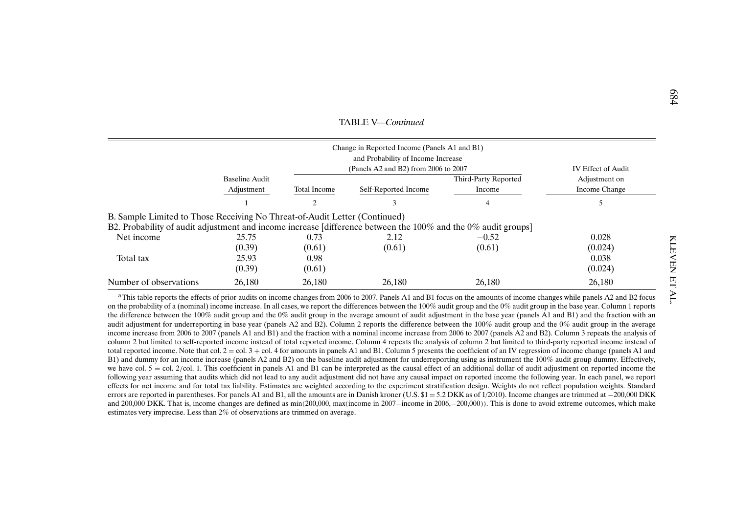TABLE V—*Continued*

| | Baseline Audit Adjustment | Change in Reported Income (Panels A1 and B1) and Probability of Income Increase (Panels A2 and B2) from 2006 to 2007 | | | IV Effect of Audit Adjustment on Income Change |
|---|---|---|---|---|---|
| | | Total Income | Self-Reported Income | Third-Party Reported Income | |
| | 1 | 2 | 3 | 4 | 5 |
| **B. Sample Limited to Those Receiving No Threat-of-Audit Letter (Continued)** | | | | | |
| B2. Probability of audit adjustment and income increase [difference between the 100% and the 0% audit groups] | | | | | |
| Net income | 25.75 | 0.73 | 2.12 | −0.52 | 0.028 |
| | (0.39) | (0.61) | (0.61) | (0.61) | (0.024) |
| Total tax | 25.93 | 0.98 | | | 0.038 |
| | (0.39) | (0.61) | | | (0.024) |
| Number of observations | 26,180 | 26,180 | 26,180 | 26,180 | 26,180 |

[a]This table reports the effects of prior audits on income changes from 2006 to 2007. Panels A1 and B1 focus on the amounts of income changes while panels A2 and B2 focus on the probability of a (nominal) income increase. In all cases, we report the differences between the 100% audit group and the 0% audit group in the base year. Column 1 reports the difference between the 100% audit group and the 0% audit group in the average amount of audit adjustment in the base year (panels A1 and B1) and the fraction with an audit adjustment for underreporting in base year (panels A2 and B2). Column 2 reports the difference between the 100% audit group and the 0% audit group in the average income increase from 2006 to 2007 (panels A1 and B1) and the fraction with a nominal income increase from 2006 to 2007 (panels A2 and B2). Column 3 repeats the analysis of column 2 but limited to self-reported income instead of total reported income. Column 4 repeats the analysis of column 2 but limited to third-party reported income instead of total reported income. Note that col. 2 = col. 3 + col. 4 for amounts in panels A1 and B1. Column 5 presents the coefficient of an IV regression of income change (panels A1 and B1) and dummy for an income increase (panels A2 and B2) on the baseline audit adjustment for underreporting using as instrument the 100% audit group dummy. Effectively, we have col. 5 = col. 2/col. 1. This coefficient in panels A1 and B1 can be interpreted as the causal effect of an additional dollar of audit adjustment on reported income the following year assuming that audits which did not lead to any audit adjustment did not have any causal impact on reported income the following year. In each panel, we report effects for net income and for total tax liability. Estimates are weighted according to the experiment stratification design. Weights do not reflect population weights. Standard errors are reported in parentheses. For panels A1 and B1, all the amounts are in Danish kroner (U.S. \$1 = 5.2 DKK as of 1/2010). Income changes are trimmed at −200,000 DKK and 200,000 DKK. That is, income changes are defined as min(200,000, max(income in 2007 − income in 2006, −200,000)). This is done to avoid extreme outcomes, which make estimates very imprecise. Less than 2% of observations are trimmed on average.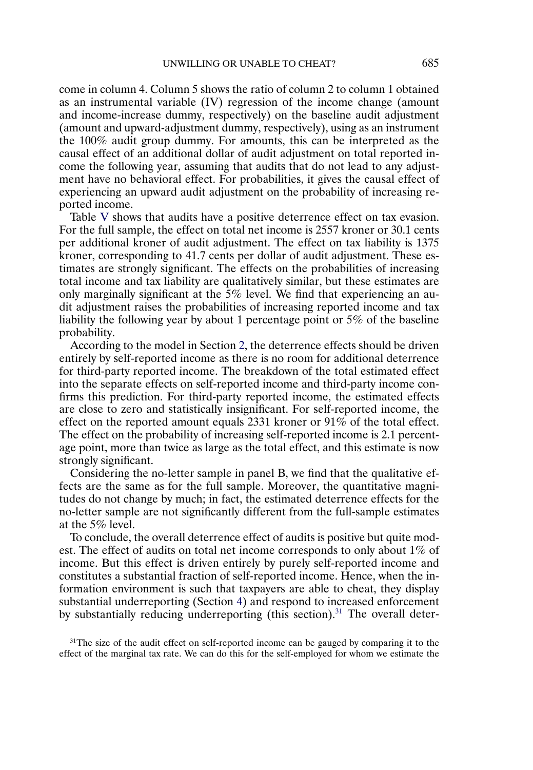come in column 4. Column 5 shows the ratio of column 2 to column 1 obtained as an instrumental variable (IV) regression of the income change (amount and income-increase dummy, respectively) on the baseline audit adjustment (amount and upward-adjustment dummy, respectively), using as an instrument the 100% audit group dummy. For amounts, this can be interpreted as the causal effect of an additional dollar of audit adjustment on total reported income the following year, assuming that audits that do not lead to any adjustment have no behavioral effect. For probabilities, it gives the causal effect of experiencing an upward audit adjustment on the probability of increasing reported income.

Table V shows that audits have a positive deterrence effect on tax evasion. For the full sample, the effect on total net income is 2557 kroner or 30.1 cents per additional kroner of audit adjustment. The effect on tax liability is 1375 kroner, corresponding to 41.7 cents per dollar of audit adjustment. These estimates are strongly significant. The effects on the probabilities of increasing total income and tax liability are qualitatively similar, but these estimates are only marginally significant at the 5% level. We find that experiencing an audit adjustment raises the probabilities of increasing reported income and tax liability the following year by about 1 percentage point or 5% of the baseline probability.

According to the model in Section 2, the deterrence effects should be driven entirely by self-reported income as there is no room for additional deterrence for third-party reported income. The breakdown of the total estimated effect into the separate effects on self-reported income and third-party income confirms this prediction. For third-party reported income, the estimated effects are close to zero and statistically insignificant. For self-reported income, the effect on the reported amount equals 2331 kroner or 91% of the total effect. The effect on the probability of increasing self-reported income is 2.1 percentage point, more than twice as large as the total effect, and this estimate is now strongly significant.

Considering the no-letter sample in panel B, we find that the qualitative effects are the same as for the full sample. Moreover, the quantitative magnitudes do not change by much; in fact, the estimated deterrence effects for the no-letter sample are not significantly different from the full-sample estimates at the 5% level.

To conclude, the overall deterrence effect of audits is positive but quite modest. The effect of audits on total net income corresponds to only about 1% of income. But this effect is driven entirely by purely self-reported income and constitutes a substantial fraction of self-reported income. Hence, when the information environment is such that taxpayers are able to cheat, they display substantial underreporting (Section 4) and respond to increased enforcement by substantially reducing underreporting (this section).[31] The overall deter-

[31]The size of the audit effect on self-reported income can be gauged by comparing it to the effect of the marginal tax rate. We can do this for the self-employed for whom we estimate the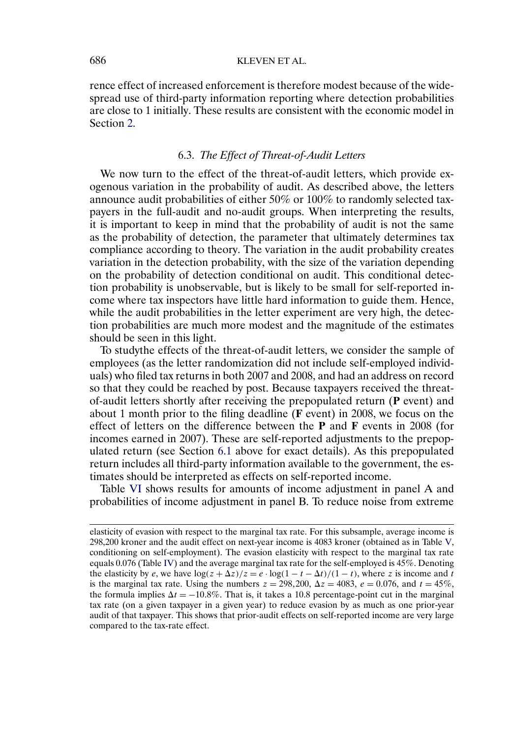rence effect of increased enforcement is therefore modest because of the widespread use of third-party information reporting where detection probabilities are close to 1 initially. These results are consistent with the economic model in Section 2.

### 6.3. *The Effect of Threat-of-Audit Letters*

We now turn to the effect of the threat-of-audit letters, which provide exogenous variation in the probability of audit. As described above, the letters announce audit probabilities of either 50% or 100% to randomly selected taxpayers in the full-audit and no-audit groups. When interpreting the results, it is important to keep in mind that the probability of audit is not the same as the probability of detection, the parameter that ultimately determines tax compliance according to theory. The variation in the audit probability creates variation in the detection probability, with the size of the variation depending on the probability of detection conditional on audit. This conditional detection probability is unobservable, but is likely to be small for self-reported income where tax inspectors have little hard information to guide them. Hence, while the audit probabilities in the letter experiment are very high, the detection probabilities are much more modest and the magnitude of the estimates should be seen in this light.

To studythe effects of the threat-of-audit letters, we consider the sample of employees (as the letter randomization did not include self-employed individuals) who filed tax returns in both 2007 and 2008, and had an address on record so that they could be reached by post. Because taxpayers received the threat-of-audit letters shortly after receiving the prepopulated return (**P** event) and about 1 month prior to the filing deadline (**F** event) in 2008, we focus on the effect of letters on the difference between the **P** and **F** events in 2008 (for incomes earned in 2007). These are self-reported adjustments to the prepopulated return (see Section 6.1 above for exact details). As this prepopulated return includes all third-party information available to the government, the estimates should be interpreted as effects on self-reported income.

Table VI shows results for amounts of income adjustment in panel A and probabilities of income adjustment in panel B. To reduce noise from extreme

elasticity of evasion with respect to the marginal tax rate. For this subsample, average income is 298,200 kroner and the audit effect on next-year income is 4083 kroner (obtained as in Table V, conditioning on self-employment). The evasion elasticity with respect to the marginal tax rate equals 0.076 (Table IV) and the average marginal tax rate for the self-employed is 45%. Denoting the elasticity by $e$, we have $\log(z + \Delta z)/z = e \cdot \log(1 - t - \Delta t)/(1 - t)$, where $z$ is income and $t$ is the marginal tax rate. Using the numbers $z = 298{,}200$, $\Delta z = 4083$, $e = 0.076$, and $t = 45\%$, the formula implies $\Delta t = -10.8\%$. That is, it takes a 10.8 percentage-point cut in the marginal tax rate (on a given taxpayer in a given year) to reduce evasion by as much as one prior-year audit of that taxpayer. This shows that prior-audit effects on self-reported income are very large compared to the tax-rate effect.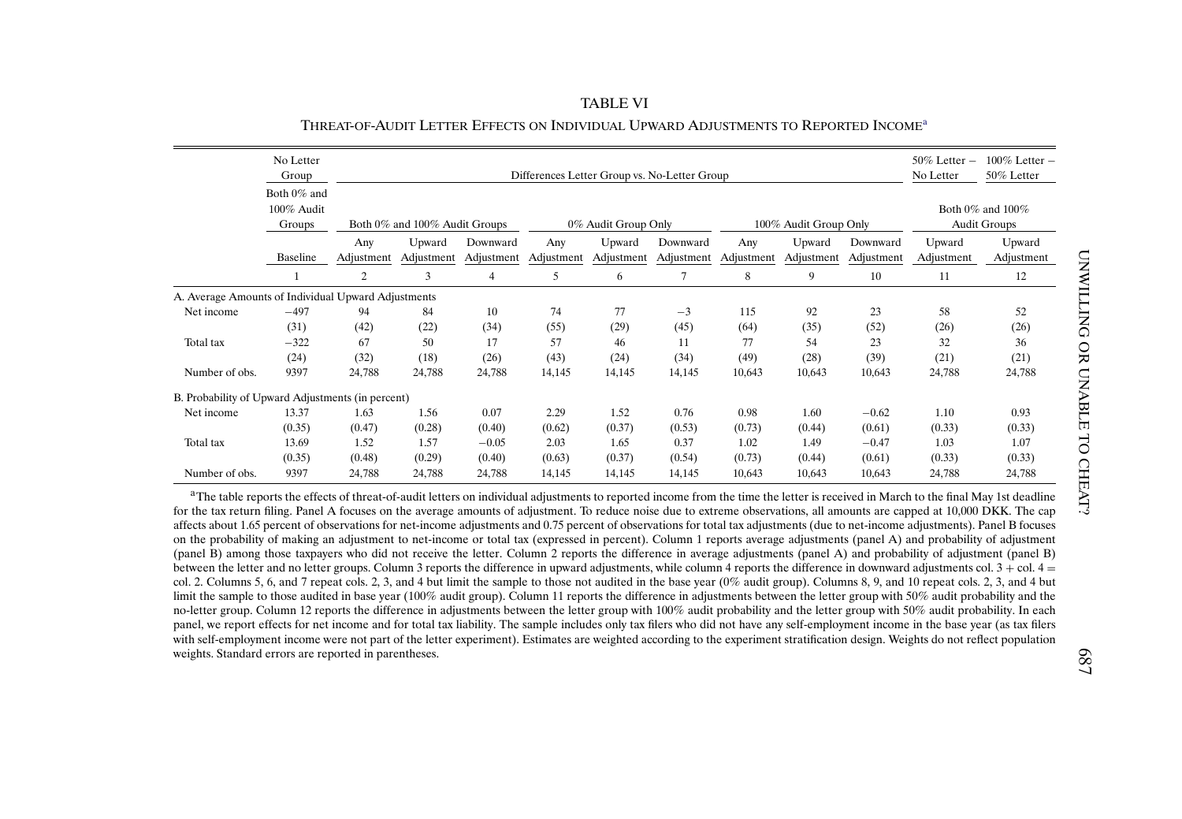## TABLE VI

THREAT-OF-AUDIT LETTER EFFECTS ON INDIVIDUAL UPWARD ADJUSTMENTS TO REPORTED INCOME[a]

| | No Letter Group | Differences Letter Group vs. No-Letter Group | | | | | | | | | 50% Letter − No Letter | 100% Letter − 50% Letter |
|---|---|---|---|---|---|---|---|---|---|---|---|---|
| | Both 0% and 100% Audit Groups | Both 0% and 100% Audit Groups | | | 0% Audit Group Only | | | 100% Audit Group Only | | | Both 0% and 100% Audit Groups | |
| | Baseline | Any Adjustment | Upward Adjustment | Downward Adjustment | Any Adjustment | Upward Adjustment | Downward Adjustment | Any Adjustment | Upward Adjustment | Downward Adjustment | Upward Adjustment | Upward Adjustment |
| | 1 | 2 | 3 | 4 | 5 | 6 | 7 | 8 | 9 | 10 | 11 | 12 |
| A. Average Amounts of Individual Upward Adjustments | | | | | | | | | | | | |
| Net income | −497 | 94 | 84 | 10 | 74 | 77 | −3 | 115 | 92 | 23 | 58 | 52 |
| | (31) | (42) | (22) | (34) | (55) | (29) | (45) | (64) | (35) | (52) | (26) | (26) |
| Total tax | −322 | 67 | 50 | 17 | 57 | 46 | 11 | 77 | 54 | 23 | 32 | 36 |
| | (24) | (32) | (18) | (26) | (43) | (24) | (34) | (49) | (28) | (39) | (21) | (21) |
| Number of obs. | 9397 | 24,788 | 24,788 | 24,788 | 14,145 | 14,145 | 14,145 | 10,643 | 10,643 | 10,643 | 24,788 | 24,788 |
| B. Probability of Upward Adjustments (in percent) | | | | | | | | | | | | |
| Net income | 13.37 | 1.63 | 1.56 | 0.07 | 2.29 | 1.52 | 0.76 | 0.98 | 1.60 | −0.62 | 1.10 | 0.93 |
| | (0.35) | (0.47) | (0.28) | (0.40) | (0.62) | (0.37) | (0.53) | (0.73) | (0.44) | (0.61) | (0.33) | (0.33) |
| Total tax | 13.69 | 1.52 | 1.57 | −0.05 | 2.03 | 1.65 | 0.37 | 1.02 | 1.49 | −0.47 | 1.03 | 1.07 |
| | (0.35) | (0.48) | (0.29) | (0.40) | (0.63) | (0.37) | (0.54) | (0.73) | (0.44) | (0.61) | (0.33) | (0.33) |
| Number of obs. | 9397 | 24,788 | 24,788 | 24,788 | 14,145 | 14,145 | 14,145 | 10,643 | 10,643 | 10,643 | 24,788 | 24,788 |

[a]The table reports the effects of threat-of-audit letters on individual adjustments to reported income from the time the letter is received in March to the final May 1st deadline for the tax return filing. Panel A focuses on the average amounts of adjustment. To reduce noise due to extreme observations, all amounts are capped at 10,000 DKK. The cap affects about 1.65 percent of observations for net-income adjustments and 0.75 percent of observations for total tax adjustments (due to net-income adjustments). Panel B focuses on the probability of making an adjustment to net-income or total tax (expressed in percent). Column 1 reports average adjustments (panel A) and probability of adjustment (panel B) among those taxpayers who did not receive the letter. Column 2 reports the difference in average adjustments (panel A) and probability of adjustment (panel B) between the letter and no letter groups. Column 3 reports the difference in upward adjustments, while column 4 reports the difference in downward adjustments col. 3 + col. 4 = col. 2. Columns 5, 6, and 7 repeat cols. 2, 3, and 4 but limit the sample to those not audited in the base year (0% audit group). Columns 8, 9, and 10 repeat cols. 2, 3, and 4 but limit the sample to those audited in base year (100% audit group). Column 11 reports the difference in adjustments between the letter group with 50% audit probability and the no-letter group. Column 12 reports the difference in adjustments between the letter group with 100% audit probability and the letter group with 50% audit probability. In each panel, we report effects for net income and for total tax liability. The sample includes only tax filers who did not have any self-employment income in the base year (as tax filers with self-employment income were not part of the letter experiment). Estimates are weighted according to the experiment stratification design. Weights do not reflect population weights. Standard errors are reported in parentheses.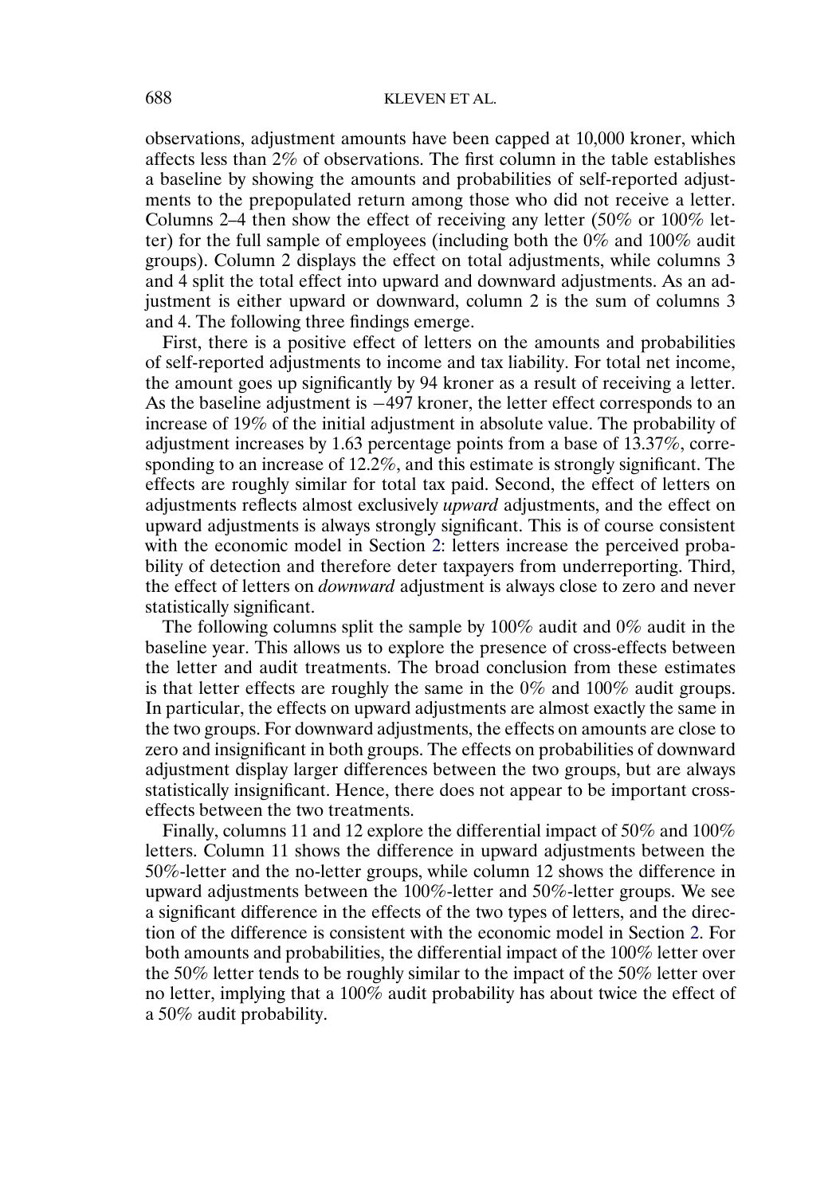observations, adjustment amounts have been capped at 10,000 kroner, which affects less than 2% of observations. The first column in the table establishes a baseline by showing the amounts and probabilities of self-reported adjustments to the prepopulated return among those who did not receive a letter. Columns 2–4 then show the effect of receiving any letter (50% or 100% letter) for the full sample of employees (including both the 0% and 100% audit groups). Column 2 displays the effect on total adjustments, while columns 3 and 4 split the total effect into upward and downward adjustments. As an adjustment is either upward or downward, column 2 is the sum of columns 3 and 4. The following three findings emerge.

First, there is a positive effect of letters on the amounts and probabilities of self-reported adjustments to income and tax liability. For total net income, the amount goes up significantly by 94 kroner as a result of receiving a letter. As the baseline adjustment is −497 kroner, the letter effect corresponds to an increase of 19% of the initial adjustment in absolute value. The probability of adjustment increases by 1.63 percentage points from a base of 13.37%, corresponding to an increase of 12.2%, and this estimate is strongly significant. The effects are roughly similar for total tax paid. Second, the effect of letters on adjustments reflects almost exclusively *upward* adjustments, and the effect on upward adjustments is always strongly significant. This is of course consistent with the economic model in Section 2: letters increase the perceived probability of detection and therefore deter taxpayers from underreporting. Third, the effect of letters on *downward* adjustment is always close to zero and never statistically significant.

The following columns split the sample by 100% audit and 0% audit in the baseline year. This allows us to explore the presence of cross-effects between the letter and audit treatments. The broad conclusion from these estimates is that letter effects are roughly the same in the 0% and 100% audit groups. In particular, the effects on upward adjustments are almost exactly the same in the two groups. For downward adjustments, the effects on amounts are close to zero and insignificant in both groups. The effects on probabilities of downward adjustment display larger differences between the two groups, but are always statistically insignificant. Hence, there does not appear to be important cross-effects between the two treatments.

Finally, columns 11 and 12 explore the differential impact of 50% and 100% letters. Column 11 shows the difference in upward adjustments between the 50%-letter and the no-letter groups, while column 12 shows the difference in upward adjustments between the 100%-letter and 50%-letter groups. We see a significant difference in the effects of the two types of letters, and the direction of the difference is consistent with the economic model in Section 2. For both amounts and probabilities, the differential impact of the 100% letter over the 50% letter tends to be roughly similar to the impact of the 50% letter over no letter, implying that a 100% audit probability has about twice the effect of a 50% audit probability.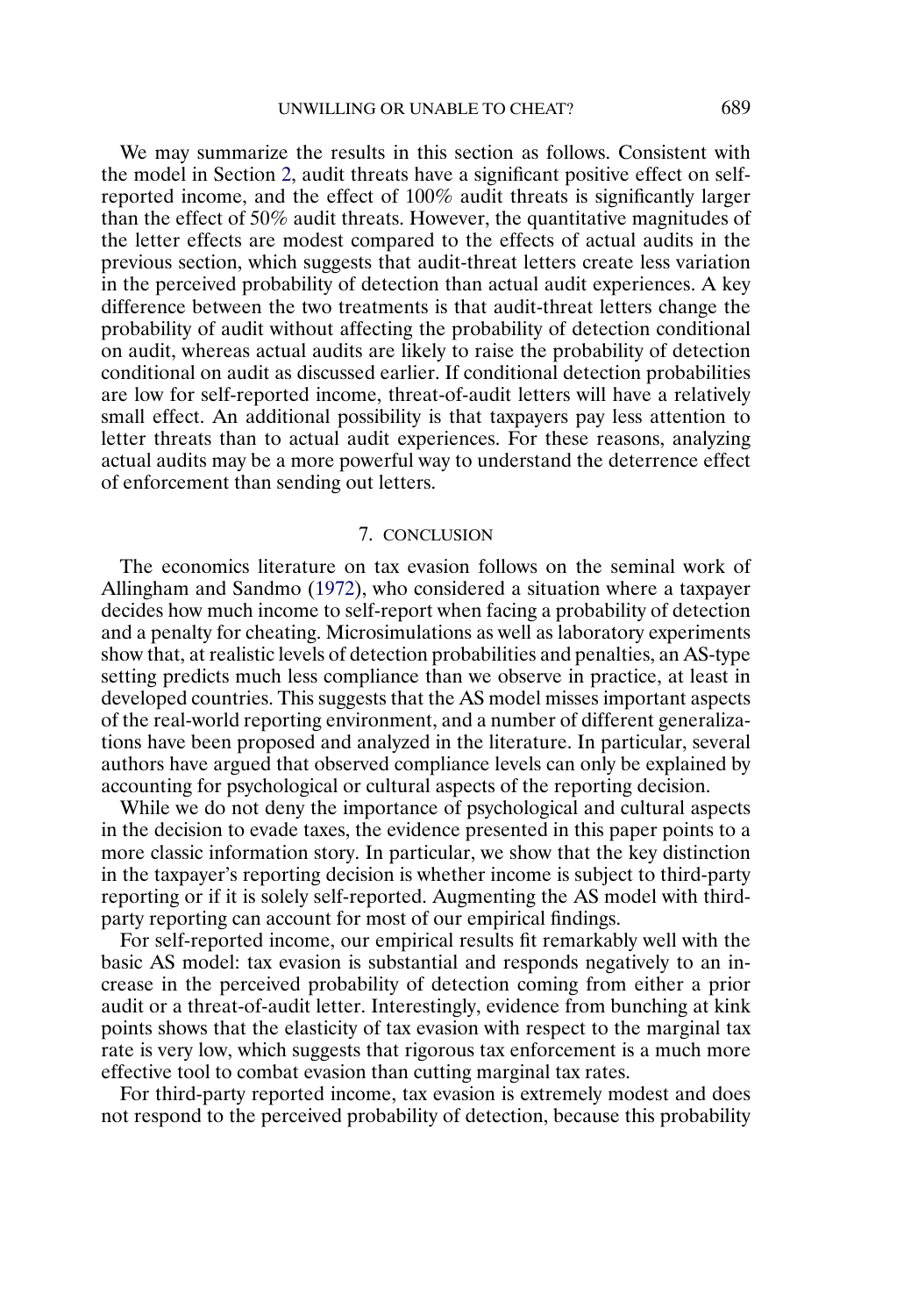We may summarize the results in this section as follows. Consistent with the model in Section 2, audit threats have a significant positive effect on self-reported income, and the effect of 100% audit threats is significantly larger than the effect of 50% audit threats. However, the quantitative magnitudes of the letter effects are modest compared to the effects of actual audits in the previous section, which suggests that audit-threat letters create less variation in the perceived probability of detection than actual audit experiences. A key difference between the two treatments is that audit-threat letters change the probability of audit without affecting the probability of detection conditional on audit, whereas actual audits are likely to raise the probability of detection conditional on audit as discussed earlier. If conditional detection probabilities are low for self-reported income, threat-of-audit letters will have a relatively small effect. An additional possibility is that taxpayers pay less attention to letter threats than to actual audit experiences. For these reasons, analyzing actual audits may be a more powerful way to understand the deterrence effect of enforcement than sending out letters.

## 7. CONCLUSION

The economics literature on tax evasion follows on the seminal work of Allingham and Sandmo (1972), who considered a situation where a taxpayer decides how much income to self-report when facing a probability of detection and a penalty for cheating. Microsimulations as well as laboratory experiments show that, at realistic levels of detection probabilities and penalties, an AS-type setting predicts much less compliance than we observe in practice, at least in developed countries. This suggests that the AS model misses important aspects of the real-world reporting environment, and a number of different generalizations have been proposed and analyzed in the literature. In particular, several authors have argued that observed compliance levels can only be explained by accounting for psychological or cultural aspects of the reporting decision.

While we do not deny the importance of psychological and cultural aspects in the decision to evade taxes, the evidence presented in this paper points to a more classic information story. In particular, we show that the key distinction in the taxpayer's reporting decision is whether income is subject to third-party reporting or if it is solely self-reported. Augmenting the AS model with third-party reporting can account for most of our empirical findings.

For self-reported income, our empirical results fit remarkably well with the basic AS model: tax evasion is substantial and responds negatively to an increase in the perceived probability of detection coming from either a prior audit or a threat-of-audit letter. Interestingly, evidence from bunching at kink points shows that the elasticity of tax evasion with respect to the marginal tax rate is very low, which suggests that rigorous tax enforcement is a much more effective tool to combat evasion than cutting marginal tax rates.

For third-party reported income, tax evasion is extremely modest and does not respond to the perceived probability of detection, because this probability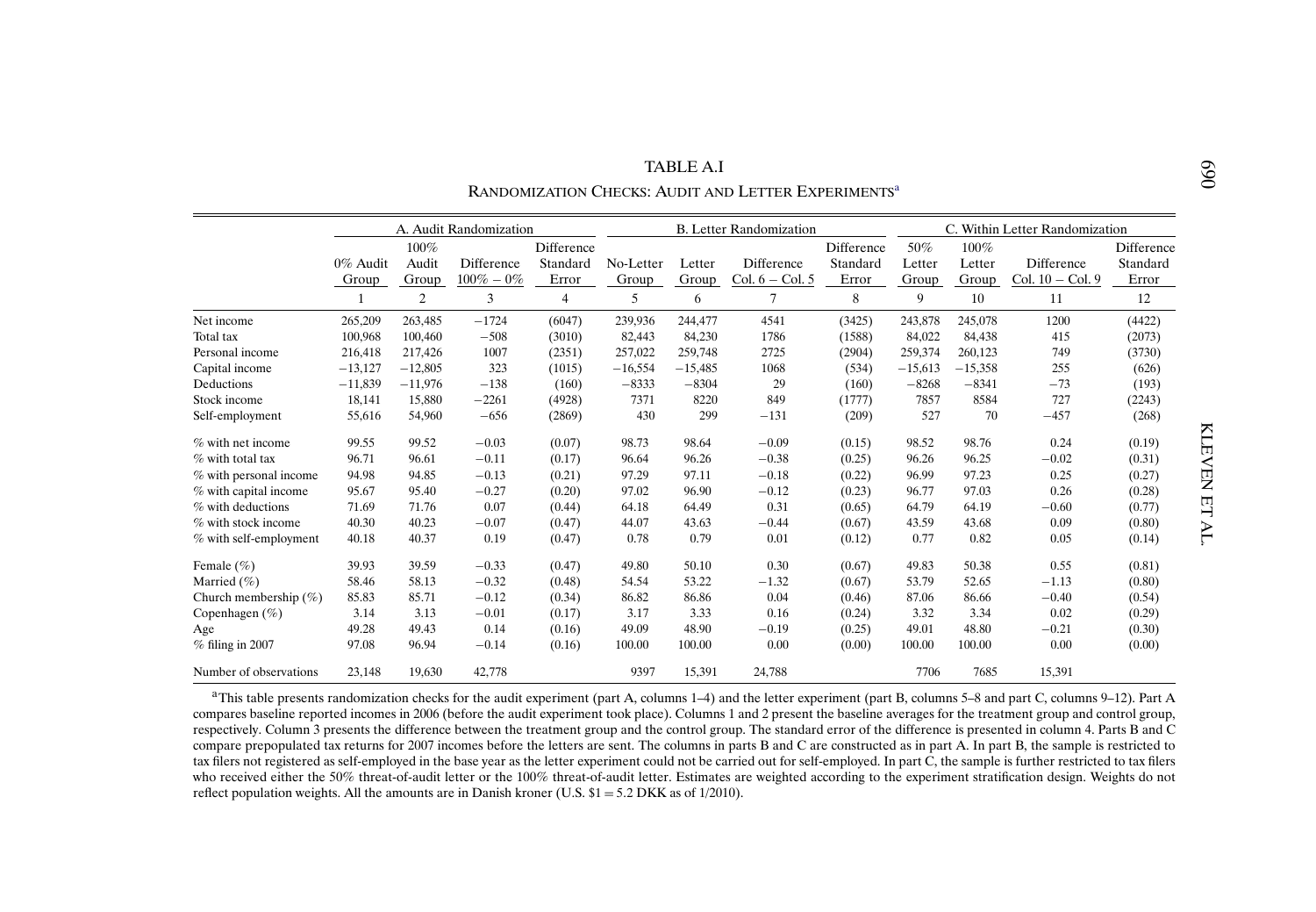TABLE A.I

RANDOMIZATION CHECKS: AUDIT AND LETTER EXPERIMENTS[a]

| | A. Audit Randomization | | | | B. Letter Randomization | | | | C. Within Letter Randomization | | | |
|---|---|---|---|---|---|---|---|---|---|---|---|---|
| | 0% Audit Group | 100% Audit Group | Difference 100% − 0% | Difference Standard Error | No-Letter Group | Letter Group | Difference Col. 6 − Col. 5 | Difference Standard Error | 50% Letter Group | 100% Letter Group | Difference Col. 10 − Col. 9 | Difference Standard Error |
| | 1 | 2 | 3 | 4 | 5 | 6 | 7 | 8 | 9 | 10 | 11 | 12 |
| Net income | 265,209 | 263,485 | −1724 | (6047) | 239,936 | 244,477 | 4541 | (3425) | 243,878 | 245,078 | 1200 | (4422) |
| Total tax | 100,968 | 100,460 | −508 | (3010) | 82,443 | 84,230 | 1786 | (1588) | 84,022 | 84,438 | 415 | (2073) |
| Personal income | 216,418 | 217,426 | 1007 | (2351) | 257,022 | 259,748 | 2725 | (2904) | 259,374 | 260,123 | 749 | (3730) |
| Capital income | −13,127 | −12,805 | 323 | (1015) | −16,554 | −15,485 | 1068 | (534) | −15,613 | −15,358 | 255 | (626) |
| Deductions | −11,839 | −11,976 | −138 | (160) | −8333 | −8304 | 29 | (160) | −8268 | −8341 | −73 | (193) |
| Stock income | 18,141 | 15,880 | −2261 | (4928) | 7371 | 8220 | 849 | (1777) | 7857 | 8584 | 727 | (2243) |
| Self-employment | 55,616 | 54,960 | −656 | (2869) | 430 | 299 | −131 | (209) | 527 | 70 | −457 | (268) |
| % with net income | 99.55 | 99.52 | −0.03 | (0.07) | 98.73 | 98.64 | −0.09 | (0.15) | 98.52 | 98.76 | 0.24 | (0.19) |
| % with total tax | 96.71 | 96.61 | −0.11 | (0.17) | 96.64 | 96.26 | −0.38 | (0.25) | 96.26 | 96.25 | −0.02 | (0.31) |
| % with personal income | 94.98 | 94.85 | −0.13 | (0.21) | 97.29 | 97.11 | −0.18 | (0.22) | 96.99 | 97.23 | 0.25 | (0.27) |
| % with capital income | 95.67 | 95.40 | −0.27 | (0.20) | 97.02 | 96.90 | −0.12 | (0.23) | 96.77 | 97.03 | 0.26 | (0.28) |
| % with deductions | 71.69 | 71.76 | 0.07 | (0.44) | 64.18 | 64.49 | 0.31 | (0.65) | 64.79 | 64.19 | −0.60 | (0.77) |
| % with stock income | 40.30 | 40.23 | −0.07 | (0.47) | 44.07 | 43.63 | −0.44 | (0.67) | 43.59 | 43.68 | 0.09 | (0.80) |
| % with self-employment | 40.18 | 40.37 | 0.19 | (0.47) | 0.78 | 0.79 | 0.01 | (0.12) | 0.77 | 0.82 | 0.05 | (0.14) |
| Female (%) | 39.93 | 39.59 | −0.33 | (0.47) | 49.80 | 50.10 | 0.30 | (0.67) | 49.83 | 50.38 | 0.55 | (0.81) |
| Married (%) | 58.46 | 58.13 | −0.32 | (0.48) | 54.54 | 53.22 | −1.32 | (0.67) | 53.79 | 52.65 | −1.13 | (0.80) |
| Church membership (%) | 85.83 | 85.71 | −0.12 | (0.34) | 86.82 | 86.86 | 0.04 | (0.46) | 87.06 | 86.66 | −0.40 | (0.54) |
| Copenhagen (%) | 3.14 | 3.13 | −0.01 | (0.17) | 3.17 | 3.33 | 0.16 | (0.24) | 3.32 | 3.34 | 0.02 | (0.29) |
| Age | 49.28 | 49.43 | 0.14 | (0.16) | 49.09 | 48.90 | −0.19 | (0.25) | 49.01 | 48.80 | −0.21 | (0.30) |
| % filing in 2007 | 97.08 | 96.94 | −0.14 | (0.16) | 100.00 | 100.00 | 0.00 | (0.00) | 100.00 | 100.00 | 0.00 | (0.00) |
| Number of observations | 23,148 | 19,630 | 42,778 | | 9397 | 15,391 | 24,788 | | 7706 | 7685 | 15,391 | |

[a]This table presents randomization checks for the audit experiment (part A, columns 1–4) and the letter experiment (part B, columns 5–8 and part C, columns 9–12). Part A compares baseline reported incomes in 2006 (before the audit experiment took place). Columns 1 and 2 present the baseline averages for the treatment group and control group, respectively. Column 3 presents the difference between the treatment group and the control group. The standard error of the difference is presented in column 4. Parts B and C compare prepopulated tax returns for 2007 incomes before the letters are sent. The columns in parts B and C are constructed as in part A. In part B, the sample is restricted to tax filers not registered as self-employed in the base year as the letter experiment could not be carried out for self-employed. In part C, the sample is further restricted to tax filers who received either the 50% threat-of-audit letter or the 100% threat-of-audit letter. Estimates are weighted according to the experiment stratification design. Weights do not reflect population weights. All the amounts are in Danish kroner (U.S. $1 = 5.2 DKK as of 1/2010).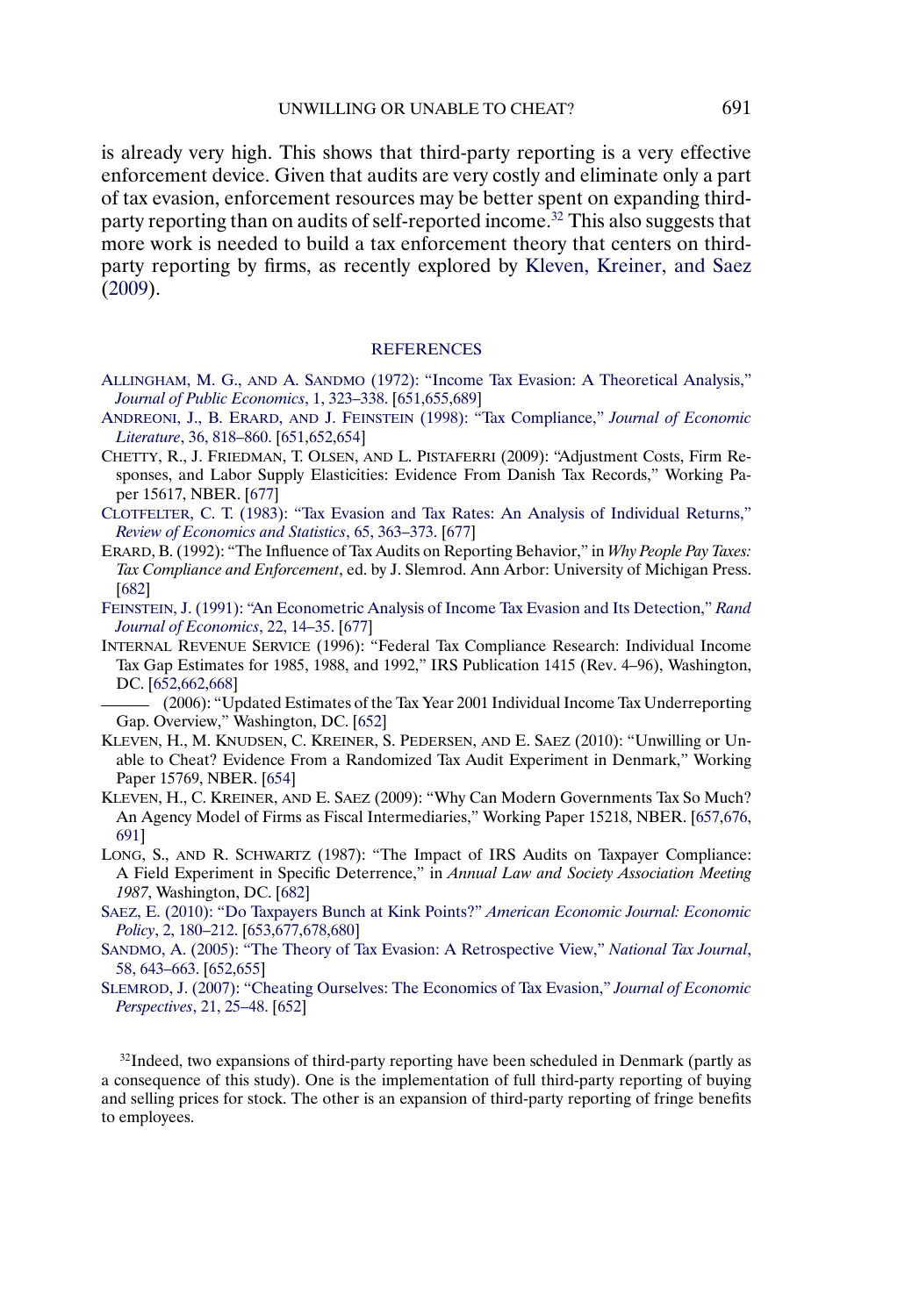is already very high. This shows that third-party reporting is a very effective enforcement device. Given that audits are very costly and eliminate only a part of tax evasion, enforcement resources may be better spent on expanding third-party reporting than on audits of self-reported income.[32] This also suggests that more work is needed to build a tax enforcement theory that centers on third-party reporting by firms, as recently explored by Kleven, Kreiner, and Saez (2009).

## REFERENCES

ALLINGHAM, M. G., AND A. SANDMO (1972): "Income Tax Evasion: A Theoretical Analysis," *Journal of Public Economics*, 1, 323–338. [651,655,689]

ANDREONI, J., B. ERARD, AND J. FEINSTEIN (1998): "Tax Compliance," *Journal of Economic Literature*, 36, 818–860. [651,652,654]

CHETTY, R., J. FRIEDMAN, T. OLSEN, AND L. PISTAFERRI (2009): "Adjustment Costs, Firm Responses, and Labor Supply Elasticities: Evidence From Danish Tax Records," Working Paper 15617, NBER. [677]

CLOTFELTER, C. T. (1983): "Tax Evasion and Tax Rates: An Analysis of Individual Returns," *Review of Economics and Statistics*, 65, 363–373. [677]

ERARD, B. (1992): "The Influence of Tax Audits on Reporting Behavior," in *Why People Pay Taxes: Tax Compliance and Enforcement*, ed. by J. Slemrod. Ann Arbor: University of Michigan Press. [682]

FEINSTEIN, J. (1991): "An Econometric Analysis of Income Tax Evasion and Its Detection," *Rand Journal of Economics*, 22, 14–35. [677]

INTERNAL REVENUE SERVICE (1996): "Federal Tax Compliance Research: Individual Income Tax Gap Estimates for 1985, 1988, and 1992," IRS Publication 1415 (Rev. 4–96), Washington, DC. [652,662,668]

——— (2006): "Updated Estimates of the Tax Year 2001 Individual Income Tax Underreporting Gap. Overview," Washington, DC. [652]

KLEVEN, H., M. KNUDSEN, C. KREINER, S. PEDERSEN, AND E. SAEZ (2010): "Unwilling or Unable to Cheat? Evidence From a Randomized Tax Audit Experiment in Denmark," Working Paper 15769, NBER. [654]

KLEVEN, H., C. KREINER, AND E. SAEZ (2009): "Why Can Modern Governments Tax So Much? An Agency Model of Firms as Fiscal Intermediaries," Working Paper 15218, NBER. [657,676, 691]

LONG, S., AND R. SCHWARTZ (1987): "The Impact of IRS Audits on Taxpayer Compliance: A Field Experiment in Specific Deterrence," in *Annual Law and Society Association Meeting 1987*, Washington, DC. [682]

SAEZ, E. (2010): "Do Taxpayers Bunch at Kink Points?" *American Economic Journal: Economic Policy*, 2, 180–212. [653,677,678,680]

SANDMO, A. (2005): "The Theory of Tax Evasion: A Retrospective View," *National Tax Journal*, 58, 643–663. [652,655]

SLEMROD, J. (2007): "Cheating Ourselves: The Economics of Tax Evasion," *Journal of Economic Perspectives*, 21, 25–48. [652]

[32]Indeed, two expansions of third-party reporting have been scheduled in Denmark (partly as a consequence of this study). One is the implementation of full third-party reporting of buying and selling prices for stock. The other is an expansion of third-party reporting of fringe benefits to employees.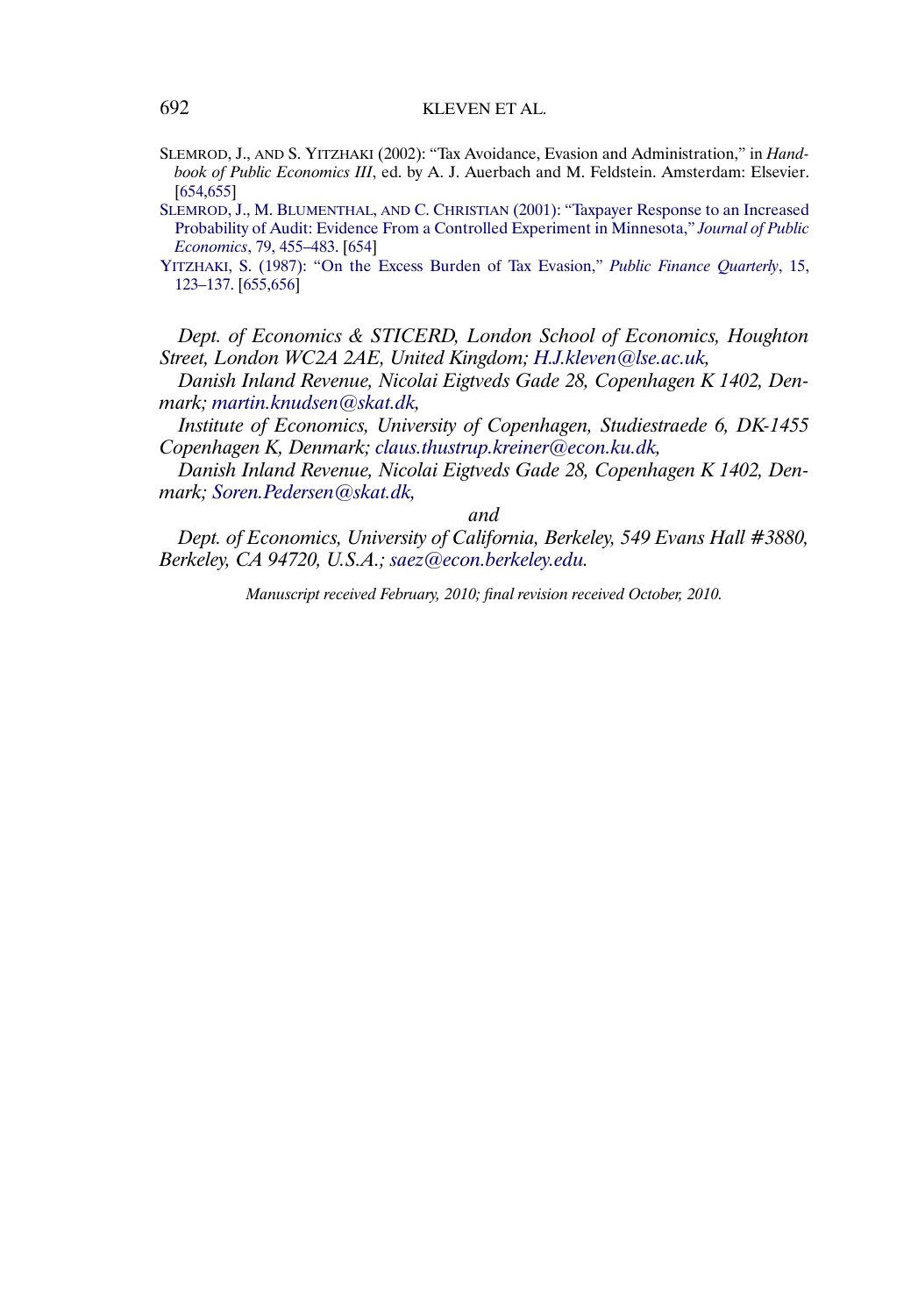SLEMROD, J., AND S. YITZHAKI (2002): "Tax Avoidance, Evasion and Administration," in *Handbook of Public Economics III*, ed. by A. J. Auerbach and M. Feldstein. Amsterdam: Elsevier. [654,655]

SLEMROD, J., M. BLUMENTHAL, AND C. CHRISTIAN (2001): "Taxpayer Response to an Increased Probability of Audit: Evidence From a Controlled Experiment in Minnesota," *Journal of Public Economics*, 79, 455–483. [654]

YITZHAKI, S. (1987): "On the Excess Burden of Tax Evasion," *Public Finance Quarterly*, 15, 123–137. [655,656]

*Dept. of Economics & STICERD, London School of Economics, Houghton Street, London WC2A 2AE, United Kingdom; H.J.kleven@lse.ac.uk,*

*Danish Inland Revenue, Nicolai Eigtveds Gade 28, Copenhagen K 1402, Denmark; martin.knudsen@skat.dk,*

*Institute of Economics, University of Copenhagen, Studiestraede 6, DK-1455 Copenhagen K, Denmark; claus.thustrup.kreiner@econ.ku.dk,*

*Danish Inland Revenue, Nicolai Eigtveds Gade 28, Copenhagen K 1402, Denmark; Soren.Pedersen@skat.dk,*

*and*

*Dept. of Economics, University of California, Berkeley, 549 Evans Hall #3880, Berkeley, CA 94720, U.S.A.; saez@econ.berkeley.edu.*

*Manuscript received February, 2010; final revision received October, 2010.*